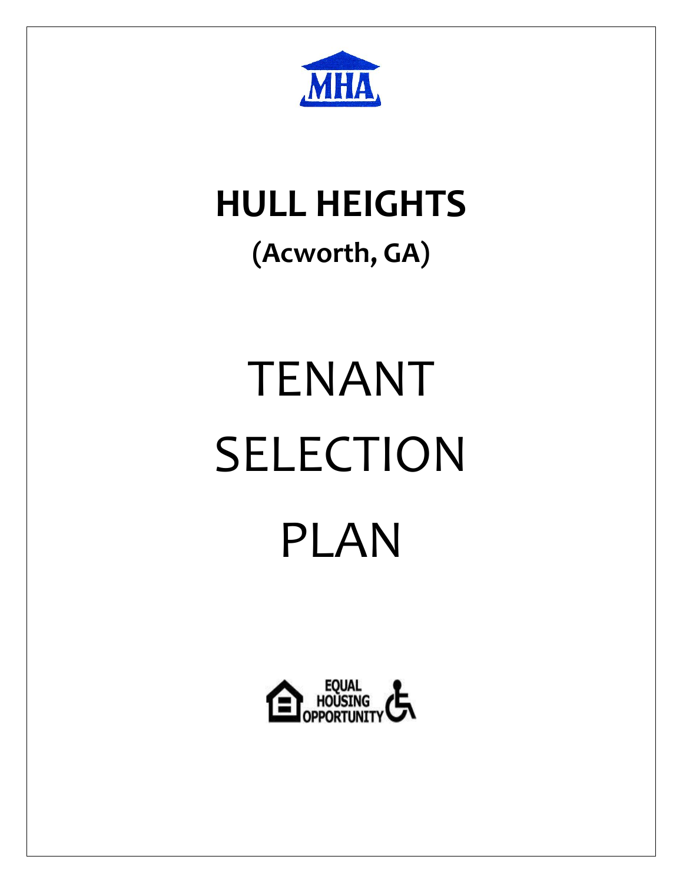MHA

# HULL HEIGHTS

## (Acworth, GA)

# TENANT SELECTION PLAN

EQUAL HOUSING OPPORTUNITY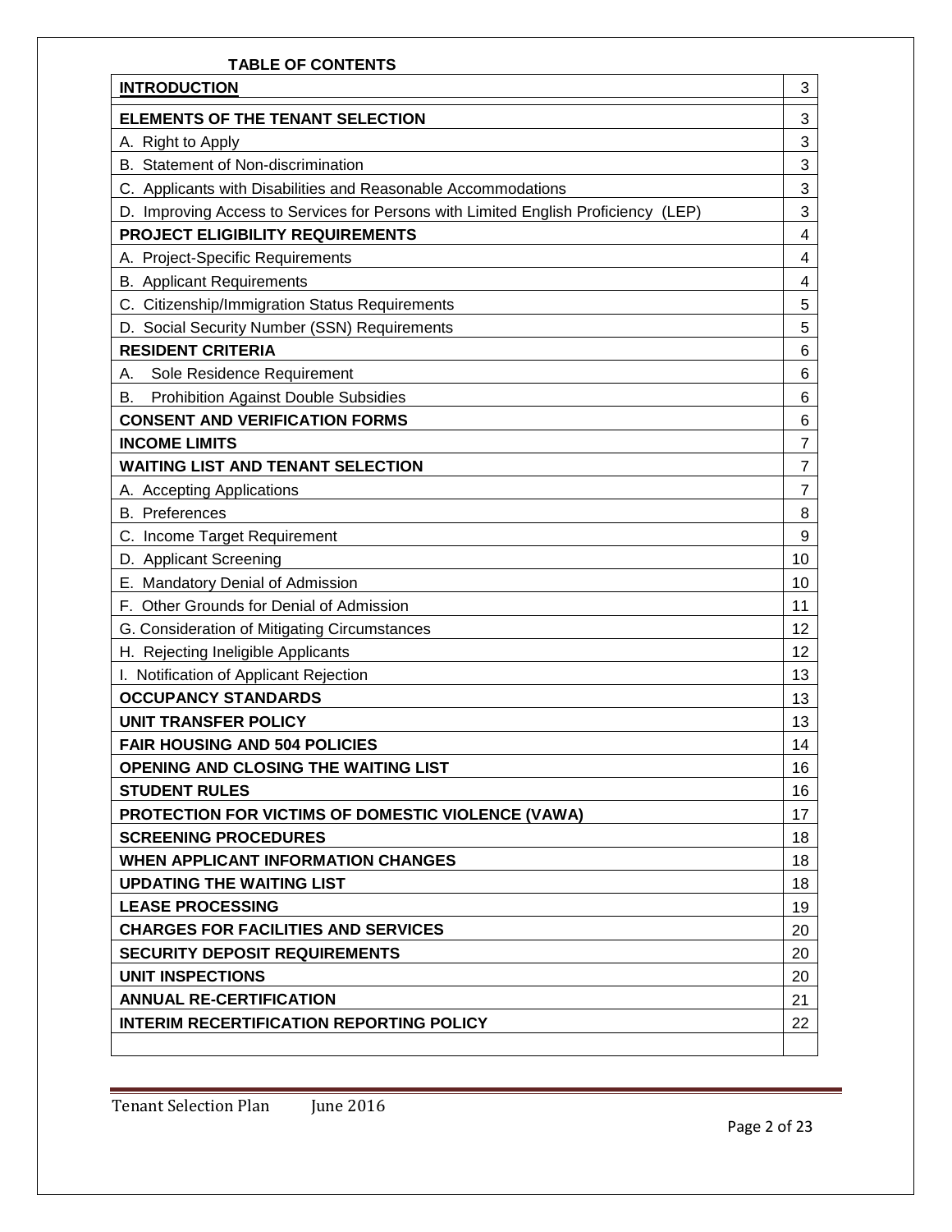**TABLE OF CONTENTS**

| | |
|---|---|
| **INTRODUCTION** | 3 |
| **ELEMENTS OF THE TENANT SELECTION** | 3 |
| A. Right to Apply | 3 |
| B. Statement of Non-discrimination | 3 |
| C. Applicants with Disabilities and Reasonable Accommodations | 3 |
| D. Improving Access to Services for Persons with Limited English Proficiency (LEP) | 3 |
| **PROJECT ELIGIBILITY REQUIREMENTS** | 4 |
| A. Project-Specific Requirements | 4 |
| B. Applicant Requirements | 4 |
| C. Citizenship/Immigration Status Requirements | 5 |
| D. Social Security Number (SSN) Requirements | 5 |
| **RESIDENT CRITERIA** | 6 |
| A. Sole Residence Requirement | 6 |
| B. Prohibition Against Double Subsidies | 6 |
| **CONSENT AND VERIFICATION FORMS** | 6 |
| **INCOME LIMITS** | 7 |
| **WAITING LIST AND TENANT SELECTION** | 7 |
| A. Accepting Applications | 7 |
| B. Preferences | 8 |
| C. Income Target Requirement | 9 |
| D. Applicant Screening | 10 |
| E. Mandatory Denial of Admission | 10 |
| F. Other Grounds for Denial of Admission | 11 |
| G. Consideration of Mitigating Circumstances | 12 |
| H. Rejecting Ineligible Applicants | 12 |
| I. Notification of Applicant Rejection | 13 |
| **OCCUPANCY STANDARDS** | 13 |
| **UNIT TRANSFER POLICY** | 13 |
| **FAIR HOUSING AND 504 POLICIES** | 14 |
| **OPENING AND CLOSING THE WAITING LIST** | 16 |
| **STUDENT RULES** | 16 |
| **PROTECTION FOR VICTIMS OF DOMESTIC VIOLENCE (VAWA)** | 17 |
| **SCREENING PROCEDURES** | 18 |
| **WHEN APPLICANT INFORMATION CHANGES** | 18 |
| **UPDATING THE WAITING LIST** | 18 |
| **LEASE PROCESSING** | 19 |
| **CHARGES FOR FACILITIES AND SERVICES** | 20 |
| **SECURITY DEPOSIT REQUIREMENTS** | 20 |
| **UNIT INSPECTIONS** | 20 |
| **ANNUAL RE-CERTIFICATION** | 21 |
| **INTERIM RECERTIFICATION REPORTING POLICY** | 22 |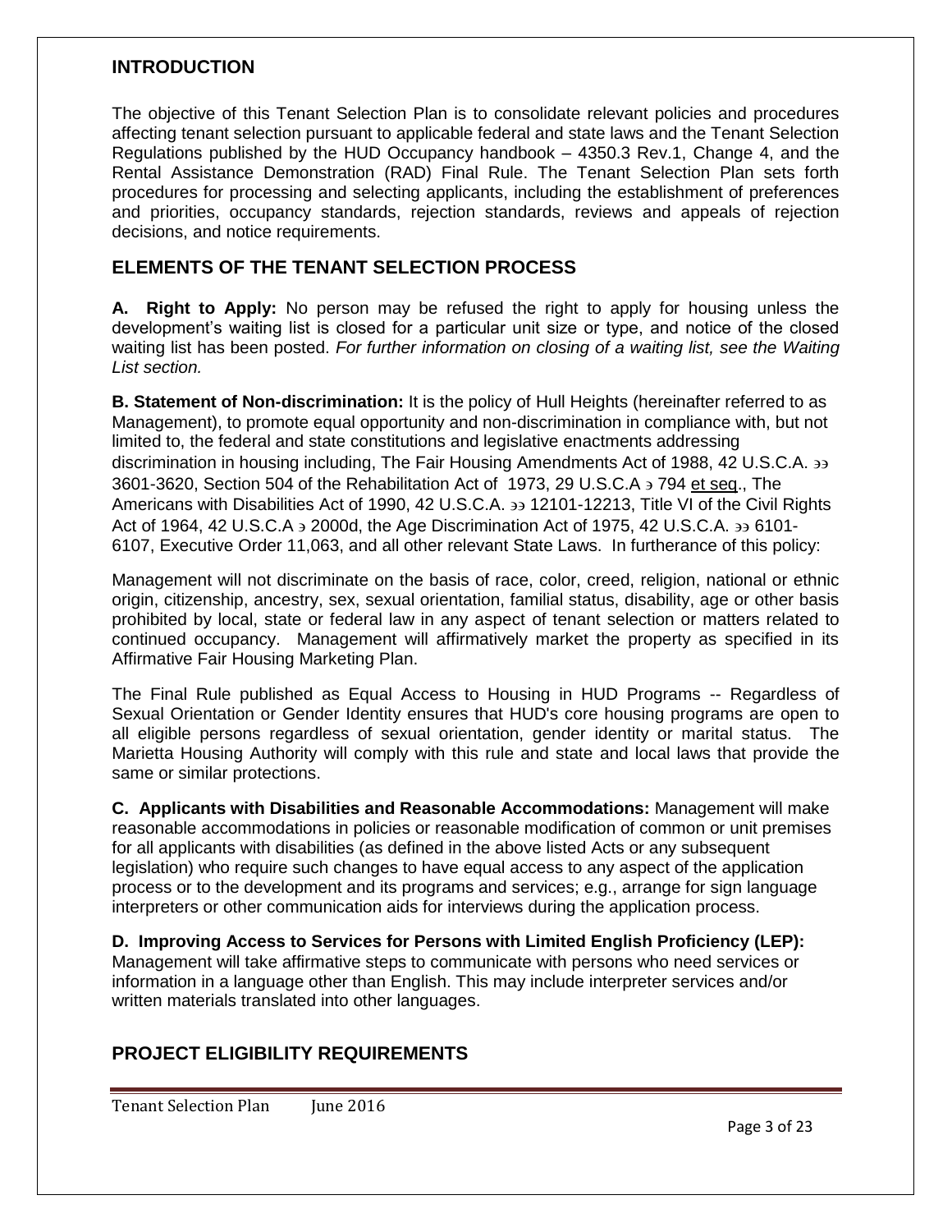## INTRODUCTION

The objective of this Tenant Selection Plan is to consolidate relevant policies and procedures affecting tenant selection pursuant to applicable federal and state laws and the Tenant Selection Regulations published by the HUD Occupancy handbook – 4350.3 Rev.1, Change 4, and the Rental Assistance Demonstration (RAD) Final Rule. The Tenant Selection Plan sets forth procedures for processing and selecting applicants, including the establishment of preferences and priorities, occupancy standards, rejection standards, reviews and appeals of rejection decisions, and notice requirements.

## ELEMENTS OF THE TENANT SELECTION PROCESS

**A. Right to Apply:** No person may be refused the right to apply for housing unless the development's waiting list is closed for a particular unit size or type, and notice of the closed waiting list has been posted. *For further information on closing of a waiting list, see the Waiting List section.*

**B. Statement of Non-discrimination:** It is the policy of Hull Heights (hereinafter referred to as Management), to promote equal opportunity and non-discrimination in compliance with, but not limited to, the federal and state constitutions and legislative enactments addressing discrimination in housing including, The Fair Housing Amendments Act of 1988, 42 U.S.C.A. ϶϶ 3601-3620, Section 504 of the Rehabilitation Act of 1973, 29 U.S.C.A ϶ 794 et seq., The Americans with Disabilities Act of 1990, 42 U.S.C.A. ϶϶ 12101-12213, Title VI of the Civil Rights Act of 1964, 42 U.S.C.A ϶ 2000d, the Age Discrimination Act of 1975, 42 U.S.C.A. ϶϶ 6101-6107, Executive Order 11,063, and all other relevant State Laws. In furtherance of this policy:

Management will not discriminate on the basis of race, color, creed, religion, national or ethnic origin, citizenship, ancestry, sex, sexual orientation, familial status, disability, age or other basis prohibited by local, state or federal law in any aspect of tenant selection or matters related to continued occupancy. Management will affirmatively market the property as specified in its Affirmative Fair Housing Marketing Plan.

The Final Rule published as Equal Access to Housing in HUD Programs -- Regardless of Sexual Orientation or Gender Identity ensures that HUD's core housing programs are open to all eligible persons regardless of sexual orientation, gender identity or marital status. The Marietta Housing Authority will comply with this rule and state and local laws that provide the same or similar protections.

**C. Applicants with Disabilities and Reasonable Accommodations:** Management will make reasonable accommodations in policies or reasonable modification of common or unit premises for all applicants with disabilities (as defined in the above listed Acts or any subsequent legislation) who require such changes to have equal access to any aspect of the application process or to the development and its programs and services; e.g., arrange for sign language interpreters or other communication aids for interviews during the application process.

**D. Improving Access to Services for Persons with Limited English Proficiency (LEP):** Management will take affirmative steps to communicate with persons who need services or information in a language other than English. This may include interpreter services and/or written materials translated into other languages.

## PROJECT ELIGIBILITY REQUIREMENTS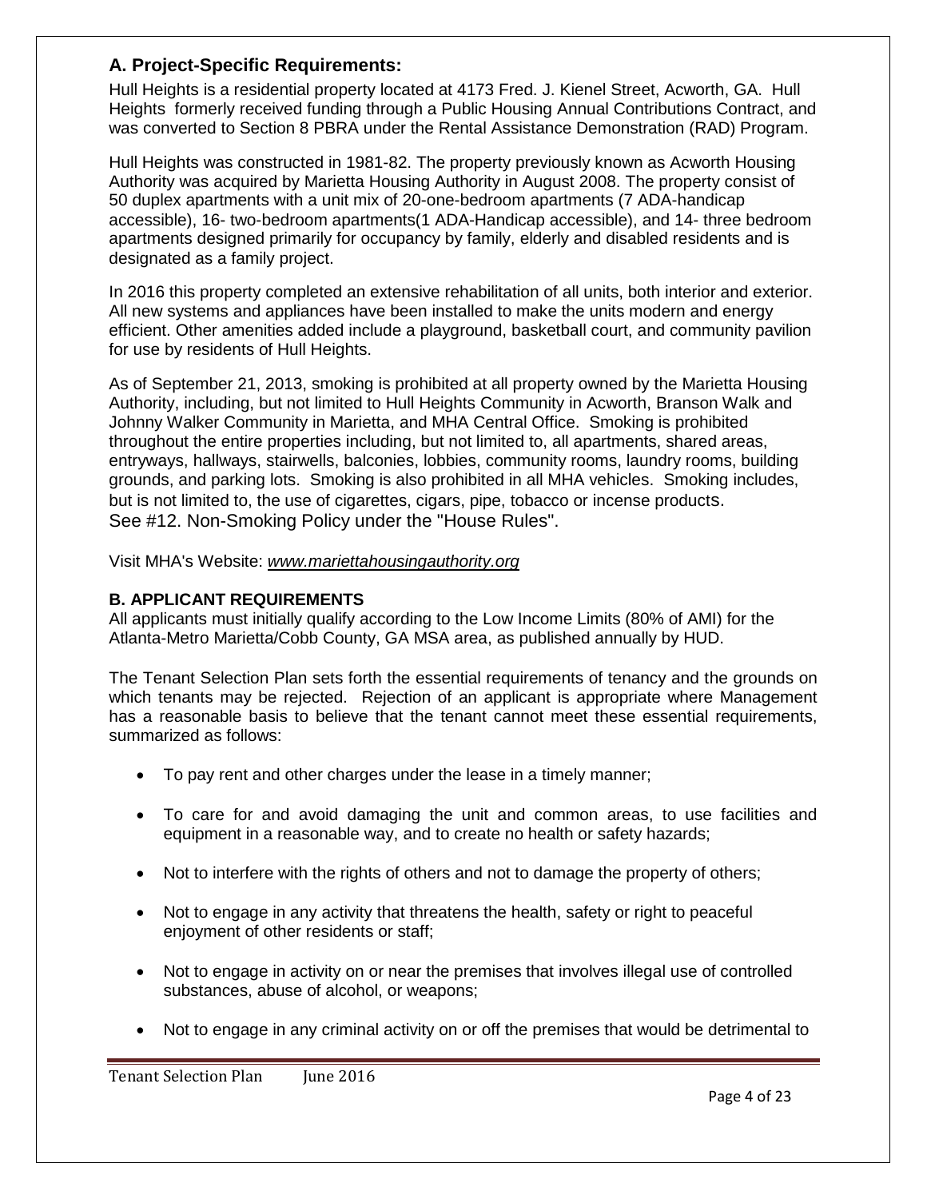## A. Project-Specific Requirements:

Hull Heights is a residential property located at 4173 Fred. J. Kienel Street, Acworth, GA. Hull Heights formerly received funding through a Public Housing Annual Contributions Contract, and was converted to Section 8 PBRA under the Rental Assistance Demonstration (RAD) Program.

Hull Heights was constructed in 1981-82. The property previously known as Acworth Housing Authority was acquired by Marietta Housing Authority in August 2008. The property consist of 50 duplex apartments with a unit mix of 20-one-bedroom apartments (7 ADA-handicap accessible), 16- two-bedroom apartments(1 ADA-Handicap accessible), and 14- three bedroom apartments designed primarily for occupancy by family, elderly and disabled residents and is designated as a family project.

In 2016 this property completed an extensive rehabilitation of all units, both interior and exterior. All new systems and appliances have been installed to make the units modern and energy efficient. Other amenities added include a playground, basketball court, and community pavilion for use by residents of Hull Heights.

As of September 21, 2013, smoking is prohibited at all property owned by the Marietta Housing Authority, including, but not limited to Hull Heights Community in Acworth, Branson Walk and Johnny Walker Community in Marietta, and MHA Central Office. Smoking is prohibited throughout the entire properties including, but not limited to, all apartments, shared areas, entryways, hallways, stairwells, balconies, lobbies, community rooms, laundry rooms, building grounds, and parking lots. Smoking is also prohibited in all MHA vehicles. Smoking includes, but is not limited to, the use of cigarettes, cigars, pipe, tobacco or incense products. See #12. Non-Smoking Policy under the "House Rules".

Visit MHA's Website: *www.mariettahousingauthority.org*

### B. APPLICANT REQUIREMENTS

All applicants must initially qualify according to the Low Income Limits (80% of AMI) for the Atlanta-Metro Marietta/Cobb County, GA MSA area, as published annually by HUD.

The Tenant Selection Plan sets forth the essential requirements of tenancy and the grounds on which tenants may be rejected. Rejection of an applicant is appropriate where Management has a reasonable basis to believe that the tenant cannot meet these essential requirements, summarized as follows:

- To pay rent and other charges under the lease in a timely manner;
- To care for and avoid damaging the unit and common areas, to use facilities and equipment in a reasonable way, and to create no health or safety hazards;
- Not to interfere with the rights of others and not to damage the property of others;
- Not to engage in any activity that threatens the health, safety or right to peaceful enjoyment of other residents or staff;
- Not to engage in activity on or near the premises that involves illegal use of controlled substances, abuse of alcohol, or weapons;
- Not to engage in any criminal activity on or off the premises that would be detrimental to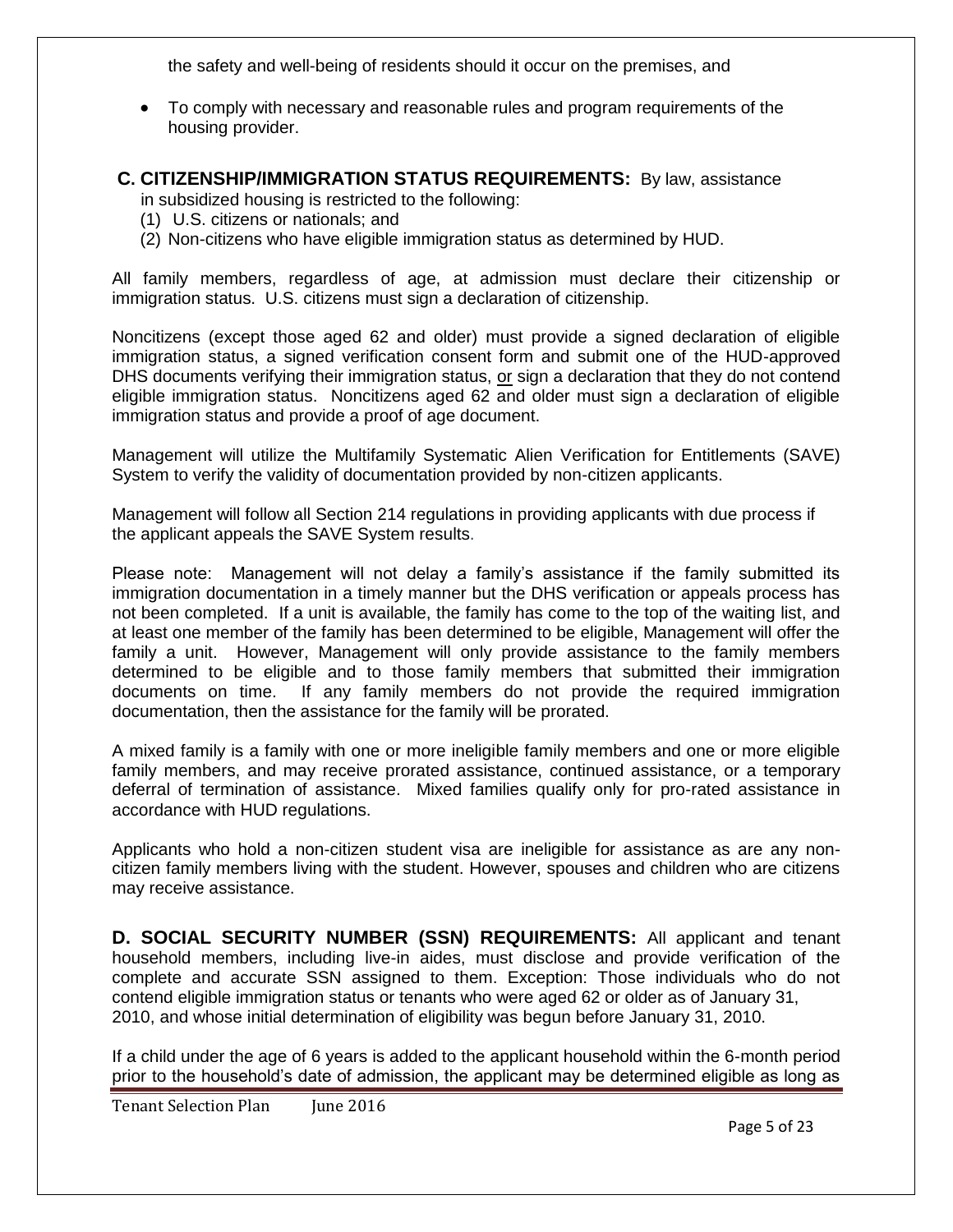the safety and well-being of residents should it occur on the premises, and

- To comply with necessary and reasonable rules and program requirements of the housing provider.

**C. CITIZENSHIP/IMMIGRATION STATUS REQUIREMENTS:** By law, assistance in subsidized housing is restricted to the following:

(1) U.S. citizens or nationals; and
(2) Non-citizens who have eligible immigration status as determined by HUD.

All family members, regardless of age, at admission must declare their citizenship or immigration status. U.S. citizens must sign a declaration of citizenship.

Noncitizens (except those aged 62 and older) must provide a signed declaration of eligible immigration status, a signed verification consent form and submit one of the HUD-approved DHS documents verifying their immigration status, or sign a declaration that they do not contend eligible immigration status. Noncitizens aged 62 and older must sign a declaration of eligible immigration status and provide a proof of age document.

Management will utilize the Multifamily Systematic Alien Verification for Entitlements (SAVE) System to verify the validity of documentation provided by non-citizen applicants.

Management will follow all Section 214 regulations in providing applicants with due process if the applicant appeals the SAVE System results.

Please note: Management will not delay a family's assistance if the family submitted its immigration documentation in a timely manner but the DHS verification or appeals process has not been completed. If a unit is available, the family has come to the top of the waiting list, and at least one member of the family has been determined to be eligible, Management will offer the family a unit. However, Management will only provide assistance to the family members determined to be eligible and to those family members that submitted their immigration documents on time. If any family members do not provide the required immigration documentation, then the assistance for the family will be prorated.

A mixed family is a family with one or more ineligible family members and one or more eligible family members, and may receive prorated assistance, continued assistance, or a temporary deferral of termination of assistance. Mixed families qualify only for pro-rated assistance in accordance with HUD regulations.

Applicants who hold a non-citizen student visa are ineligible for assistance as are any non-citizen family members living with the student. However, spouses and children who are citizens may receive assistance.

**D. SOCIAL SECURITY NUMBER (SSN) REQUIREMENTS:** All applicant and tenant household members, including live-in aides, must disclose and provide verification of the complete and accurate SSN assigned to them. Exception: Those individuals who do not contend eligible immigration status or tenants who were aged 62 or older as of January 31, 2010, and whose initial determination of eligibility was begun before January 31, 2010.

If a child under the age of 6 years is added to the applicant household within the 6-month period prior to the household's date of admission, the applicant may be determined eligible as long as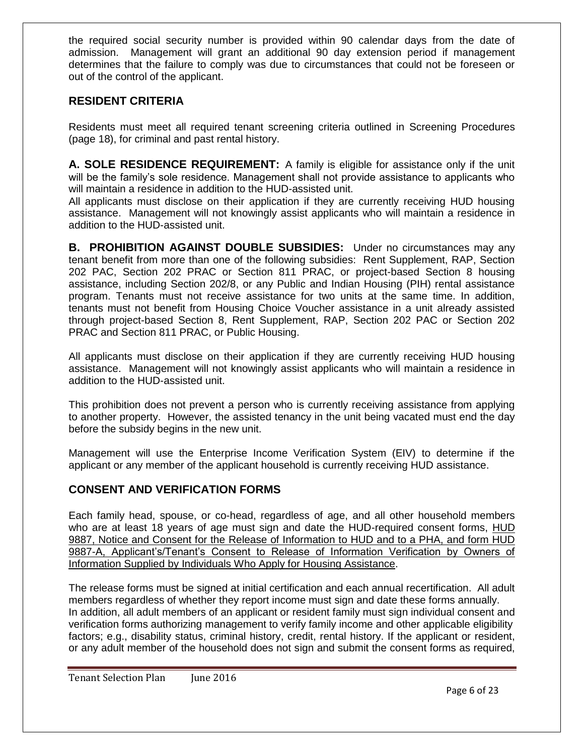the required social security number is provided within 90 calendar days from the date of admission. Management will grant an additional 90 day extension period if management determines that the failure to comply was due to circumstances that could not be foreseen or out of the control of the applicant.

## RESIDENT CRITERIA

Residents must meet all required tenant screening criteria outlined in Screening Procedures (page 18), for criminal and past rental history.

**A. SOLE RESIDENCE REQUIREMENT:** A family is eligible for assistance only if the unit will be the family's sole residence. Management shall not provide assistance to applicants who will maintain a residence in addition to the HUD-assisted unit.
All applicants must disclose on their application if they are currently receiving HUD housing assistance. Management will not knowingly assist applicants who will maintain a residence in addition to the HUD-assisted unit.

**B. PROHIBITION AGAINST DOUBLE SUBSIDIES:** Under no circumstances may any tenant benefit from more than one of the following subsidies: Rent Supplement, RAP, Section 202 PAC, Section 202 PRAC or Section 811 PRAC, or project-based Section 8 housing assistance, including Section 202/8, or any Public and Indian Housing (PIH) rental assistance program. Tenants must not receive assistance for two units at the same time. In addition, tenants must not benefit from Housing Choice Voucher assistance in a unit already assisted through project-based Section 8, Rent Supplement, RAP, Section 202 PAC or Section 202 PRAC and Section 811 PRAC, or Public Housing.

All applicants must disclose on their application if they are currently receiving HUD housing assistance. Management will not knowingly assist applicants who will maintain a residence in addition to the HUD-assisted unit.

This prohibition does not prevent a person who is currently receiving assistance from applying to another property. However, the assisted tenancy in the unit being vacated must end the day before the subsidy begins in the new unit.

Management will use the Enterprise Income Verification System (EIV) to determine if the applicant or any member of the applicant household is currently receiving HUD assistance.

## CONSENT AND VERIFICATION FORMS

Each family head, spouse, or co-head, regardless of age, and all other household members who are at least 18 years of age must sign and date the HUD-required consent forms, HUD 9887, Notice and Consent for the Release of Information to HUD and to a PHA, and form HUD 9887-A, Applicant's/Tenant's Consent to Release of Information Verification by Owners of Information Supplied by Individuals Who Apply for Housing Assistance.

The release forms must be signed at initial certification and each annual recertification. All adult members regardless of whether they report income must sign and date these forms annually.
In addition, all adult members of an applicant or resident family must sign individual consent and verification forms authorizing management to verify family income and other applicable eligibility factors; e.g., disability status, criminal history, credit, rental history. If the applicant or resident, or any adult member of the household does not sign and submit the consent forms as required,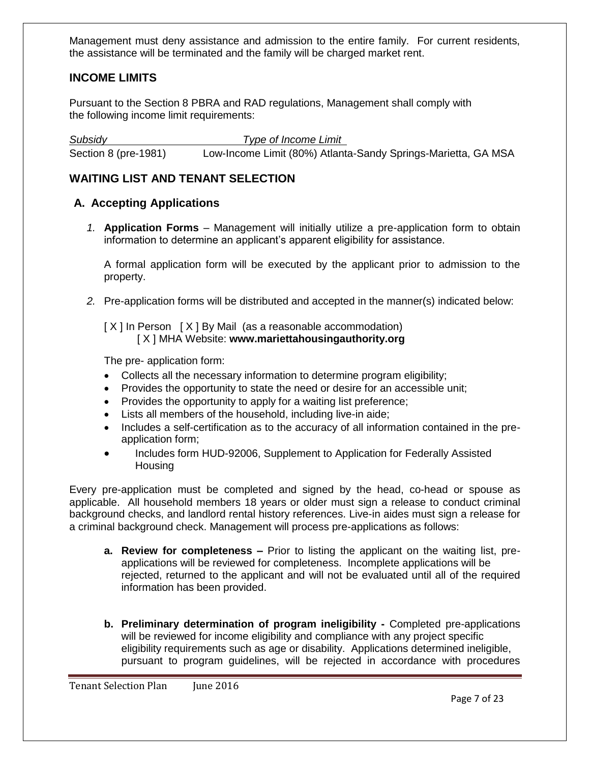Management must deny assistance and admission to the entire family. For current residents, the assistance will be terminated and the family will be charged market rent.

## INCOME LIMITS

Pursuant to the Section 8 PBRA and RAD regulations, Management shall comply with the following income limit requirements:

| *Subsidy* | *Type of Income Limit* |
|---|---|
| Section 8 (pre-1981) | Low-Income Limit (80%) Atlanta-Sandy Springs-Marietta, GA MSA |

## WAITING LIST AND TENANT SELECTION

### A. Accepting Applications

1. **Application Forms** – Management will initially utilize a pre-application form to obtain information to determine an applicant's apparent eligibility for assistance.

   A formal application form will be executed by the applicant prior to admission to the property.

2. Pre-application forms will be distributed and accepted in the manner(s) indicated below:

   [ X ] In Person [ X ] By Mail (as a reasonable accommodation)
   [ X ] MHA Website: **www.mariettahousingauthority.org**

   The pre- application form:

   - Collects all the necessary information to determine program eligibility;
   - Provides the opportunity to state the need or desire for an accessible unit;
   - Provides the opportunity to apply for a waiting list preference;
   - Lists all members of the household, including live-in aide;
   - Includes a self-certification as to the accuracy of all information contained in the pre-application form;
   - Includes form HUD-92006, Supplement to Application for Federally Assisted Housing

Every pre-application must be completed and signed by the head, co-head or spouse as applicable. All household members 18 years or older must sign a release to conduct criminal background checks, and landlord rental history references. Live-in aides must sign a release for a criminal background check. Management will process pre-applications as follows:

a. **Review for completeness –** Prior to listing the applicant on the waiting list, pre-applications will be reviewed for completeness. Incomplete applications will be rejected, returned to the applicant and will not be evaluated until all of the required information has been provided.

b. **Preliminary determination of program ineligibility -** Completed pre-applications will be reviewed for income eligibility and compliance with any project specific eligibility requirements such as age or disability. Applications determined ineligible, pursuant to program guidelines, will be rejected in accordance with procedures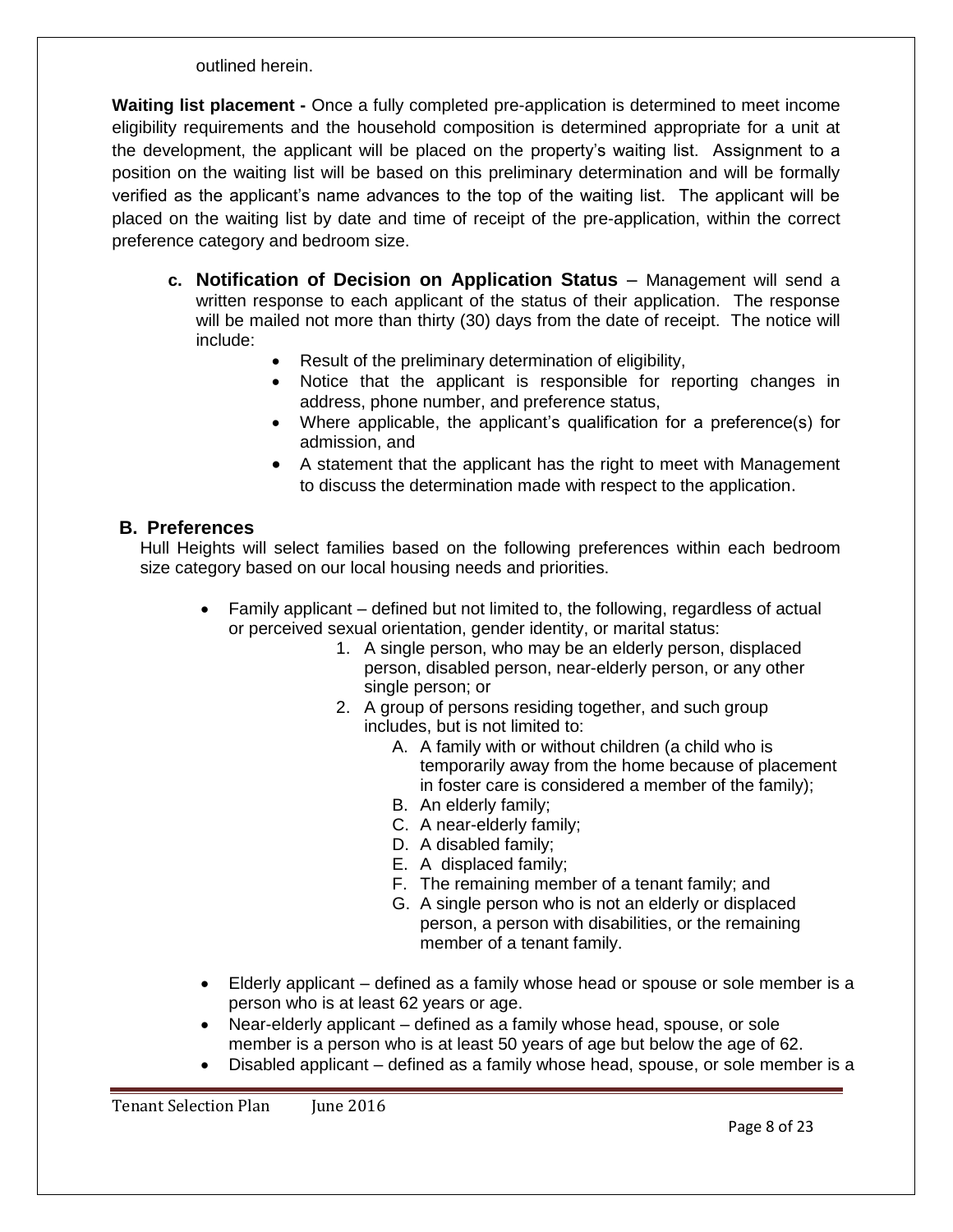outlined herein.

**Waiting list placement -** Once a fully completed pre-application is determined to meet income eligibility requirements and the household composition is determined appropriate for a unit at the development, the applicant will be placed on the property's waiting list. Assignment to a position on the waiting list will be based on this preliminary determination and will be formally verified as the applicant's name advances to the top of the waiting list. The applicant will be placed on the waiting list by date and time of receipt of the pre-application, within the correct preference category and bedroom size.

**c. Notification of Decision on Application Status** – Management will send a written response to each applicant of the status of their application. The response will be mailed not more than thirty (30) days from the date of receipt. The notice will include:

- Result of the preliminary determination of eligibility,
- Notice that the applicant is responsible for reporting changes in address, phone number, and preference status,
- Where applicable, the applicant's qualification for a preference(s) for admission, and
- A statement that the applicant has the right to meet with Management to discuss the determination made with respect to the application.

## B. Preferences

Hull Heights will select families based on the following preferences within each bedroom size category based on our local housing needs and priorities.

- Family applicant – defined but not limited to, the following, regardless of actual or perceived sexual orientation, gender identity, or marital status:
  1. A single person, who may be an elderly person, displaced person, disabled person, near-elderly person, or any other single person; or
  2. A group of persons residing together, and such group includes, but is not limited to:
     A. A family with or without children (a child who is temporarily away from the home because of placement in foster care is considered a member of the family);
     B. An elderly family;
     C. A near-elderly family;
     D. A disabled family;
     E. A displaced family;
     F. The remaining member of a tenant family; and
     G. A single person who is not an elderly or displaced person, a person with disabilities, or the remaining member of a tenant family.
- Elderly applicant – defined as a family whose head or spouse or sole member is a person who is at least 62 years or age.
- Near-elderly applicant – defined as a family whose head, spouse, or sole member is a person who is at least 50 years of age but below the age of 62.
- Disabled applicant – defined as a family whose head, spouse, or sole member is a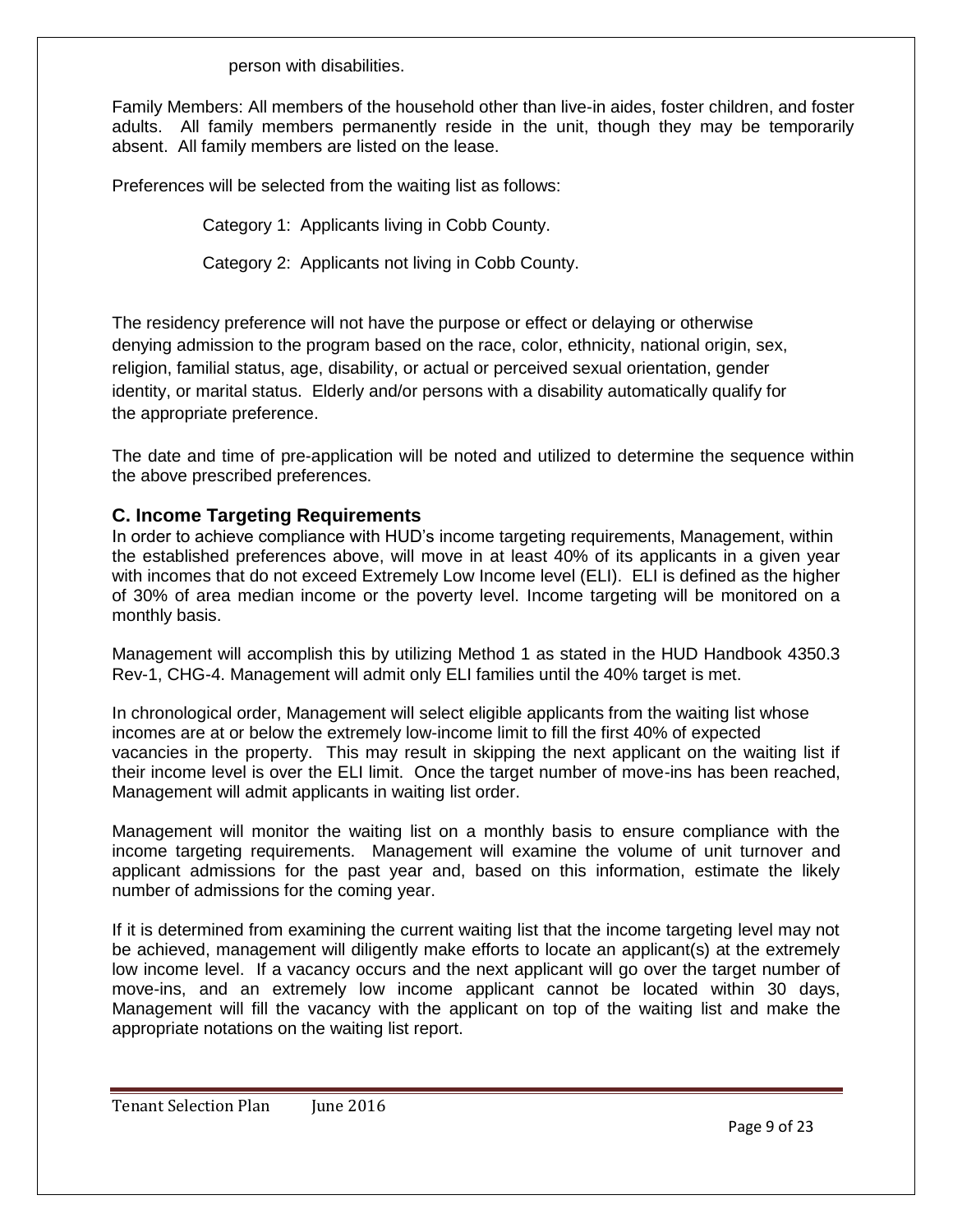person with disabilities.

Family Members: All members of the household other than live-in aides, foster children, and foster adults. All family members permanently reside in the unit, though they may be temporarily absent. All family members are listed on the lease.

Preferences will be selected from the waiting list as follows:

Category 1: Applicants living in Cobb County.

Category 2: Applicants not living in Cobb County.

The residency preference will not have the purpose or effect or delaying or otherwise denying admission to the program based on the race, color, ethnicity, national origin, sex, religion, familial status, age, disability, or actual or perceived sexual orientation, gender identity, or marital status. Elderly and/or persons with a disability automatically qualify for the appropriate preference.

The date and time of pre-application will be noted and utilized to determine the sequence within the above prescribed preferences.

## C. Income Targeting Requirements

In order to achieve compliance with HUD's income targeting requirements, Management, within the established preferences above, will move in at least 40% of its applicants in a given year with incomes that do not exceed Extremely Low Income level (ELI). ELI is defined as the higher of 30% of area median income or the poverty level. Income targeting will be monitored on a monthly basis.

Management will accomplish this by utilizing Method 1 as stated in the HUD Handbook 4350.3 Rev-1, CHG-4. Management will admit only ELI families until the 40% target is met.

In chronological order, Management will select eligible applicants from the waiting list whose incomes are at or below the extremely low-income limit to fill the first 40% of expected vacancies in the property. This may result in skipping the next applicant on the waiting list if their income level is over the ELI limit. Once the target number of move-ins has been reached, Management will admit applicants in waiting list order.

Management will monitor the waiting list on a monthly basis to ensure compliance with the income targeting requirements. Management will examine the volume of unit turnover and applicant admissions for the past year and, based on this information, estimate the likely number of admissions for the coming year.

If it is determined from examining the current waiting list that the income targeting level may not be achieved, management will diligently make efforts to locate an applicant(s) at the extremely low income level. If a vacancy occurs and the next applicant will go over the target number of move-ins, and an extremely low income applicant cannot be located within 30 days, Management will fill the vacancy with the applicant on top of the waiting list and make the appropriate notations on the waiting list report.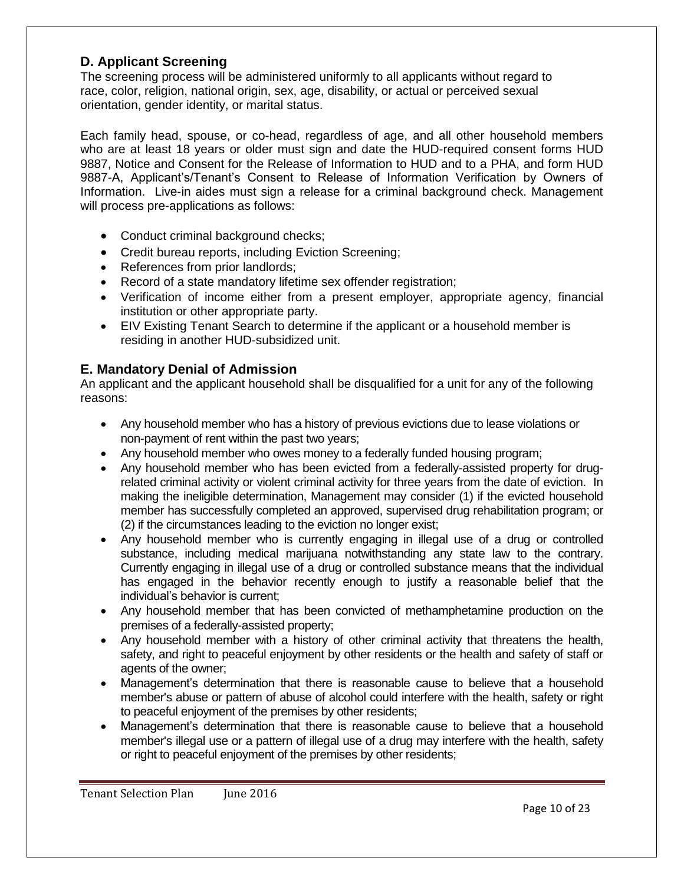## D. Applicant Screening

The screening process will be administered uniformly to all applicants without regard to race, color, religion, national origin, sex, age, disability, or actual or perceived sexual orientation, gender identity, or marital status.

Each family head, spouse, or co-head, regardless of age, and all other household members who are at least 18 years or older must sign and date the HUD-required consent forms HUD 9887, Notice and Consent for the Release of Information to HUD and to a PHA, and form HUD 9887-A, Applicant's/Tenant's Consent to Release of Information Verification by Owners of Information. Live-in aides must sign a release for a criminal background check. Management will process pre-applications as follows:

- Conduct criminal background checks;
- Credit bureau reports, including Eviction Screening;
- References from prior landlords;
- Record of a state mandatory lifetime sex offender registration;
- Verification of income either from a present employer, appropriate agency, financial institution or other appropriate party.
- EIV Existing Tenant Search to determine if the applicant or a household member is residing in another HUD-subsidized unit.

## E. Mandatory Denial of Admission

An applicant and the applicant household shall be disqualified for a unit for any of the following reasons:

- Any household member who has a history of previous evictions due to lease violations or non-payment of rent within the past two years;
- Any household member who owes money to a federally funded housing program;
- Any household member who has been evicted from a federally-assisted property for drug-related criminal activity or violent criminal activity for three years from the date of eviction. In making the ineligible determination, Management may consider (1) if the evicted household member has successfully completed an approved, supervised drug rehabilitation program; or (2) if the circumstances leading to the eviction no longer exist;
- Any household member who is currently engaging in illegal use of a drug or controlled substance, including medical marijuana notwithstanding any state law to the contrary. Currently engaging in illegal use of a drug or controlled substance means that the individual has engaged in the behavior recently enough to justify a reasonable belief that the individual's behavior is current;
- Any household member that has been convicted of methamphetamine production on the premises of a federally-assisted property;
- Any household member with a history of other criminal activity that threatens the health, safety, and right to peaceful enjoyment by other residents or the health and safety of staff or agents of the owner;
- Management's determination that there is reasonable cause to believe that a household member's abuse or pattern of abuse of alcohol could interfere with the health, safety or right to peaceful enjoyment of the premises by other residents;
- Management's determination that there is reasonable cause to believe that a household member's illegal use or a pattern of illegal use of a drug may interfere with the health, safety or right to peaceful enjoyment of the premises by other residents;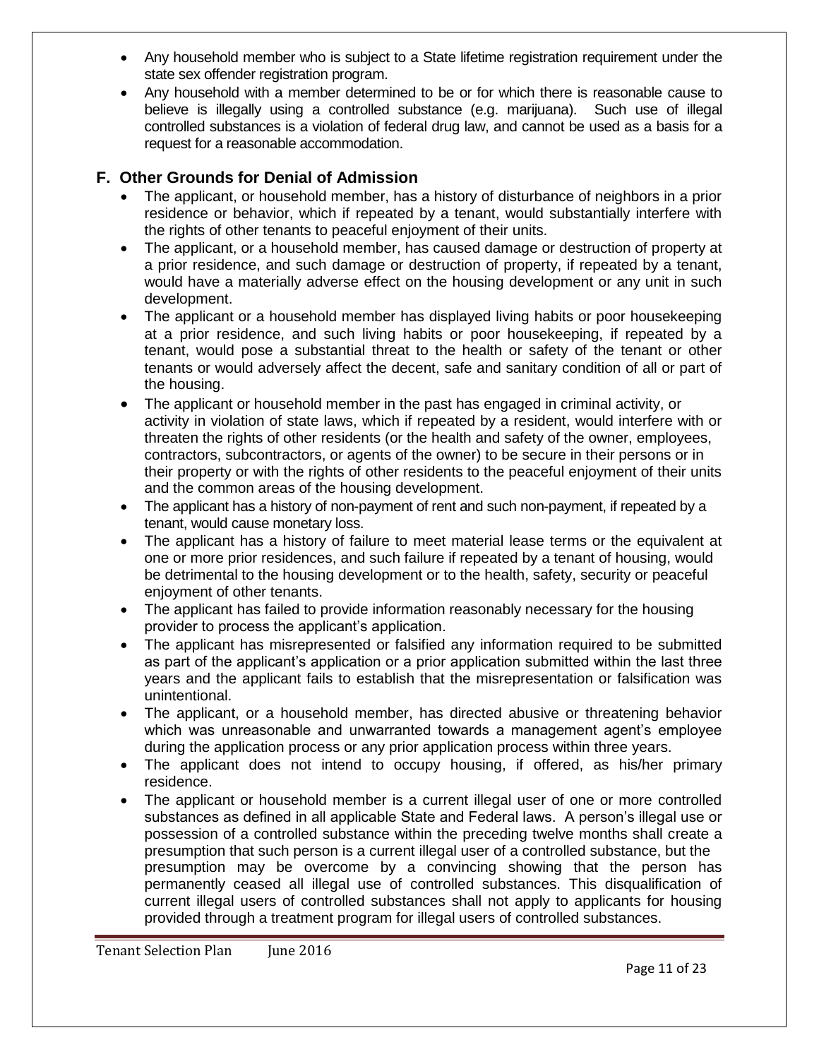- Any household member who is subject to a State lifetime registration requirement under the state sex offender registration program.
- Any household with a member determined to be or for which there is reasonable cause to believe is illegally using a controlled substance (e.g. marijuana). Such use of illegal controlled substances is a violation of federal drug law, and cannot be used as a basis for a request for a reasonable accommodation.

## F. Other Grounds for Denial of Admission

- The applicant, or household member, has a history of disturbance of neighbors in a prior residence or behavior, which if repeated by a tenant, would substantially interfere with the rights of other tenants to peaceful enjoyment of their units.
- The applicant, or a household member, has caused damage or destruction of property at a prior residence, and such damage or destruction of property, if repeated by a tenant, would have a materially adverse effect on the housing development or any unit in such development.
- The applicant or a household member has displayed living habits or poor housekeeping at a prior residence, and such living habits or poor housekeeping, if repeated by a tenant, would pose a substantial threat to the health or safety of the tenant or other tenants or would adversely affect the decent, safe and sanitary condition of all or part of the housing.
- The applicant or household member in the past has engaged in criminal activity, or activity in violation of state laws, which if repeated by a resident, would interfere with or threaten the rights of other residents (or the health and safety of the owner, employees, contractors, subcontractors, or agents of the owner) to be secure in their persons or in their property or with the rights of other residents to the peaceful enjoyment of their units and the common areas of the housing development.
- The applicant has a history of non-payment of rent and such non-payment, if repeated by a tenant, would cause monetary loss.
- The applicant has a history of failure to meet material lease terms or the equivalent at one or more prior residences, and such failure if repeated by a tenant of housing, would be detrimental to the housing development or to the health, safety, security or peaceful enjoyment of other tenants.
- The applicant has failed to provide information reasonably necessary for the housing provider to process the applicant's application.
- The applicant has misrepresented or falsified any information required to be submitted as part of the applicant's application or a prior application submitted within the last three years and the applicant fails to establish that the misrepresentation or falsification was unintentional.
- The applicant, or a household member, has directed abusive or threatening behavior which was unreasonable and unwarranted towards a management agent's employee during the application process or any prior application process within three years.
- The applicant does not intend to occupy housing, if offered, as his/her primary residence.
- The applicant or household member is a current illegal user of one or more controlled substances as defined in all applicable State and Federal laws. A person's illegal use or possession of a controlled substance within the preceding twelve months shall create a presumption that such person is a current illegal user of a controlled substance, but the presumption may be overcome by a convincing showing that the person has permanently ceased all illegal use of controlled substances. This disqualification of current illegal users of controlled substances shall not apply to applicants for housing provided through a treatment program for illegal users of controlled substances.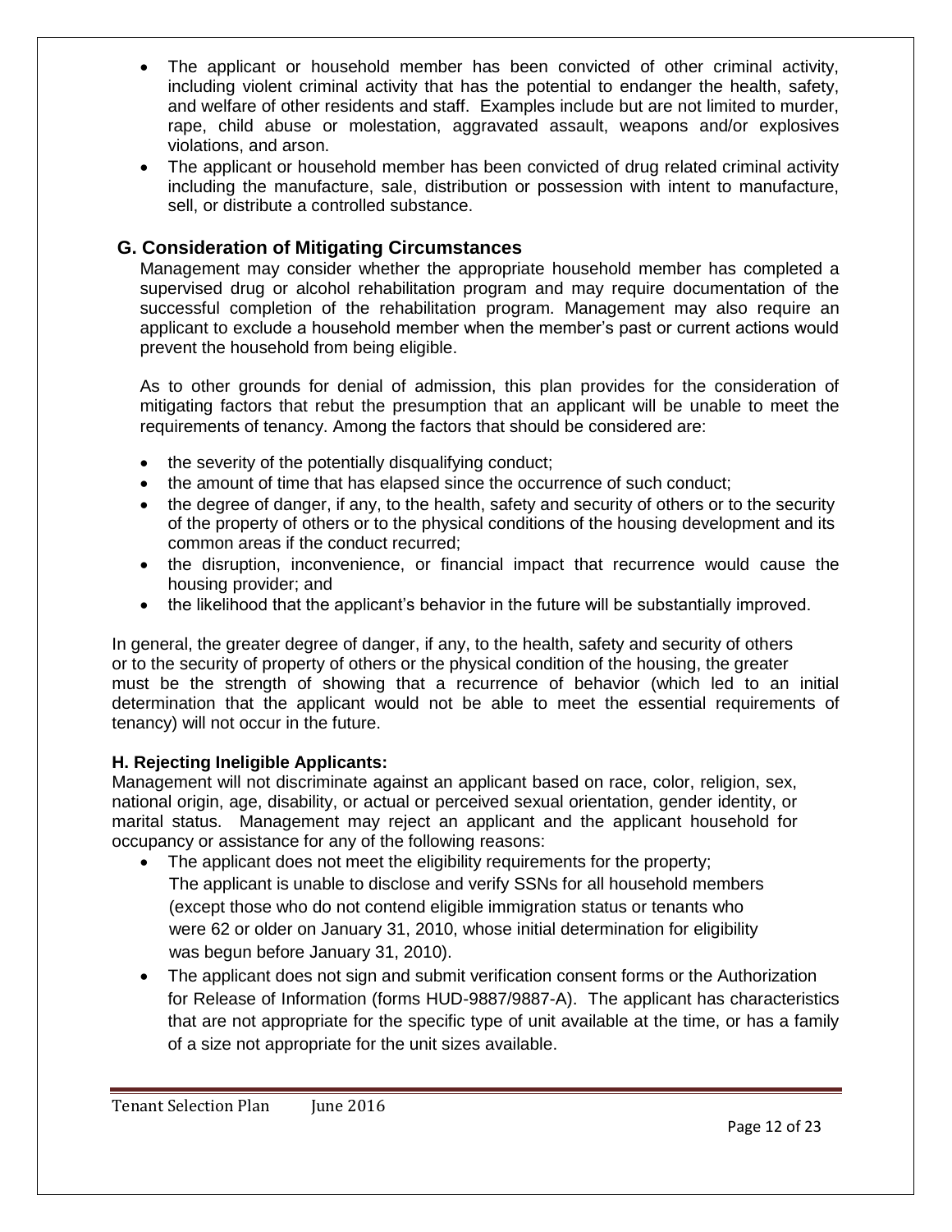- The applicant or household member has been convicted of other criminal activity, including violent criminal activity that has the potential to endanger the health, safety, and welfare of other residents and staff. Examples include but are not limited to murder, rape, child abuse or molestation, aggravated assault, weapons and/or explosives violations, and arson.
- The applicant or household member has been convicted of drug related criminal activity including the manufacture, sale, distribution or possession with intent to manufacture, sell, or distribute a controlled substance.

## G. Consideration of Mitigating Circumstances

Management may consider whether the appropriate household member has completed a supervised drug or alcohol rehabilitation program and may require documentation of the successful completion of the rehabilitation program. Management may also require an applicant to exclude a household member when the member's past or current actions would prevent the household from being eligible.

As to other grounds for denial of admission, this plan provides for the consideration of mitigating factors that rebut the presumption that an applicant will be unable to meet the requirements of tenancy. Among the factors that should be considered are:

- the severity of the potentially disqualifying conduct;
- the amount of time that has elapsed since the occurrence of such conduct;
- the degree of danger, if any, to the health, safety and security of others or to the security of the property of others or to the physical conditions of the housing development and its common areas if the conduct recurred;
- the disruption, inconvenience, or financial impact that recurrence would cause the housing provider; and
- the likelihood that the applicant's behavior in the future will be substantially improved.

In general, the greater degree of danger, if any, to the health, safety and security of others or to the security of property of others or the physical condition of the housing, the greater must be the strength of showing that a recurrence of behavior (which led to an initial determination that the applicant would not be able to meet the essential requirements of tenancy) will not occur in the future.

### H. Rejecting Ineligible Applicants:

Management will not discriminate against an applicant based on race, color, religion, sex, national origin, age, disability, or actual or perceived sexual orientation, gender identity, or marital status. Management may reject an applicant and the applicant household for occupancy or assistance for any of the following reasons:

- The applicant does not meet the eligibility requirements for the property; The applicant is unable to disclose and verify SSNs for all household members (except those who do not contend eligible immigration status or tenants who were 62 or older on January 31, 2010, whose initial determination for eligibility was begun before January 31, 2010).
- The applicant does not sign and submit verification consent forms or the Authorization for Release of Information (forms HUD-9887/9887-A). The applicant has characteristics that are not appropriate for the specific type of unit available at the time, or has a family of a size not appropriate for the unit sizes available.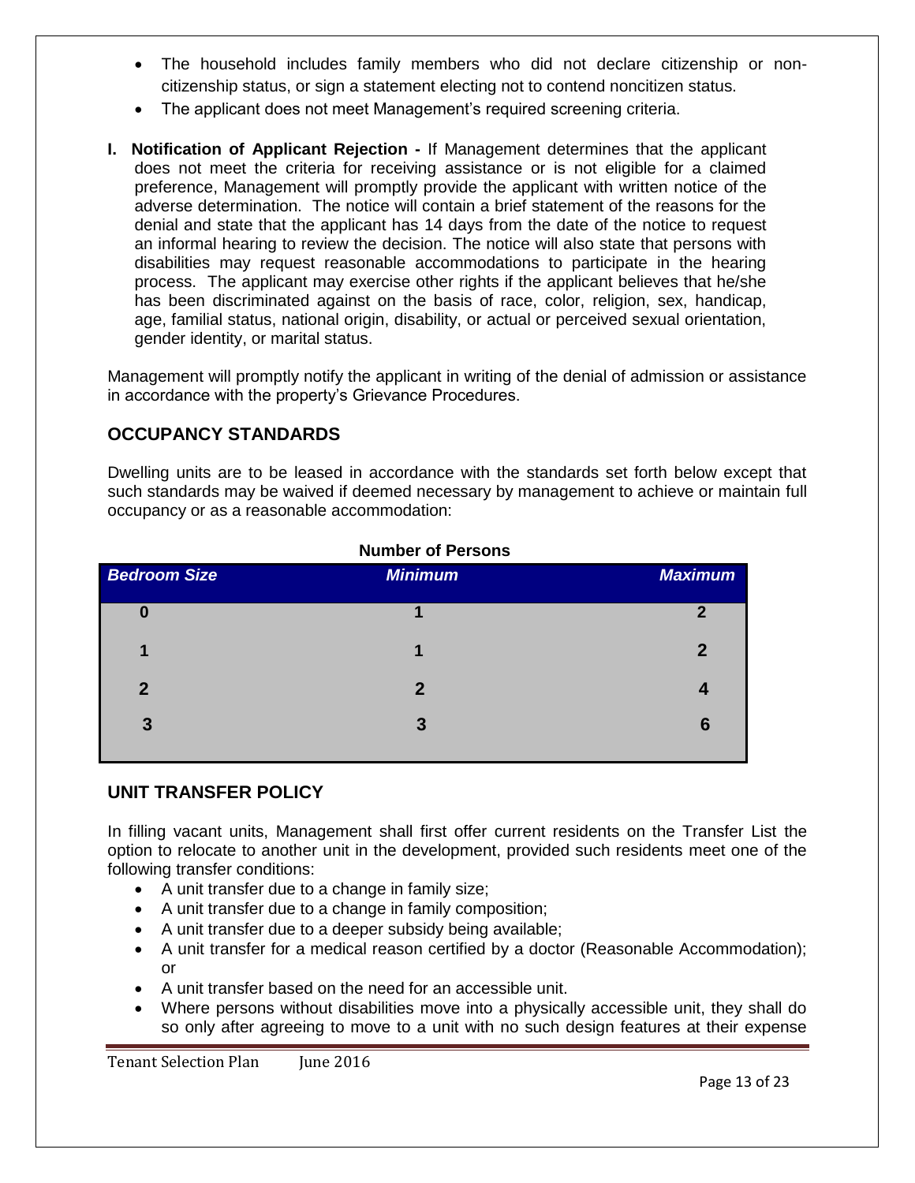- The household includes family members who did not declare citizenship or non-citizenship status, or sign a statement electing not to contend noncitizen status.
- The applicant does not meet Management's required screening criteria.

**I. Notification of Applicant Rejection -** If Management determines that the applicant does not meet the criteria for receiving assistance or is not eligible for a claimed preference, Management will promptly provide the applicant with written notice of the adverse determination. The notice will contain a brief statement of the reasons for the denial and state that the applicant has 14 days from the date of the notice to request an informal hearing to review the decision. The notice will also state that persons with disabilities may request reasonable accommodations to participate in the hearing process. The applicant may exercise other rights if the applicant believes that he/she has been discriminated against on the basis of race, color, religion, sex, handicap, age, familial status, national origin, disability, or actual or perceived sexual orientation, gender identity, or marital status.

Management will promptly notify the applicant in writing of the denial of admission or assistance in accordance with the property's Grievance Procedures.

## OCCUPANCY STANDARDS

Dwelling units are to be leased in accordance with the standards set forth below except that such standards may be waived if deemed necessary by management to achieve or maintain full occupancy or as a reasonable accommodation:

**Number of Persons**

| *Bedroom Size* | *Minimum* | *Maximum* |
| --- | --- | --- |
| 0 | 1 | 2 |
| 1 | 1 | 2 |
| 2 | 2 | 4 |
| 3 | 3 | 6 |

## UNIT TRANSFER POLICY

In filling vacant units, Management shall first offer current residents on the Transfer List the option to relocate to another unit in the development, provided such residents meet one of the following transfer conditions:

- A unit transfer due to a change in family size;
- A unit transfer due to a change in family composition;
- A unit transfer due to a deeper subsidy being available;
- A unit transfer for a medical reason certified by a doctor (Reasonable Accommodation); or
- A unit transfer based on the need for an accessible unit.
- Where persons without disabilities move into a physically accessible unit, they shall do so only after agreeing to move to a unit with no such design features at their expense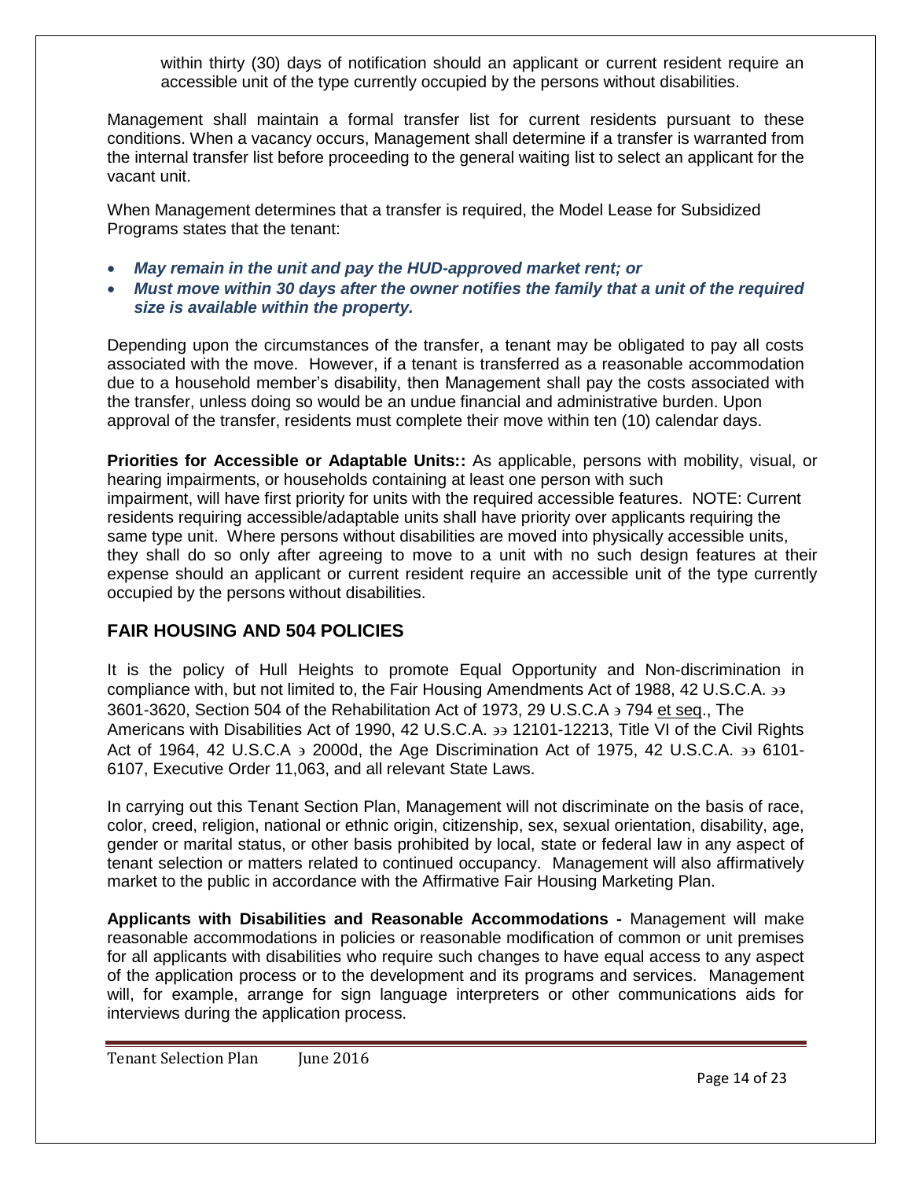within thirty (30) days of notification should an applicant or current resident require an accessible unit of the type currently occupied by the persons without disabilities.

Management shall maintain a formal transfer list for current residents pursuant to these conditions. When a vacancy occurs, Management shall determine if a transfer is warranted from the internal transfer list before proceeding to the general waiting list to select an applicant for the vacant unit.

When Management determines that a transfer is required, the Model Lease for Subsidized Programs states that the tenant:

- ***May remain in the unit and pay the HUD-approved market rent; or***
- ***Must move within 30 days after the owner notifies the family that a unit of the required size is available within the property.***

Depending upon the circumstances of the transfer, a tenant may be obligated to pay all costs associated with the move. However, if a tenant is transferred as a reasonable accommodation due to a household member's disability, then Management shall pay the costs associated with the transfer, unless doing so would be an undue financial and administrative burden. Upon approval of the transfer, residents must complete their move within ten (10) calendar days.

**Priorities for Accessible or Adaptable Units::** As applicable, persons with mobility, visual, or hearing impairments, or households containing at least one person with such impairment, will have first priority for units with the required accessible features. NOTE: Current residents requiring accessible/adaptable units shall have priority over applicants requiring the same type unit. Where persons without disabilities are moved into physically accessible units, they shall do so only after agreeing to move to a unit with no such design features at their expense should an applicant or current resident require an accessible unit of the type currently occupied by the persons without disabilities.

## FAIR HOUSING AND 504 POLICIES

It is the policy of Hull Heights to promote Equal Opportunity and Non-discrimination in compliance with, but not limited to, the Fair Housing Amendments Act of 1988, 42 U.S.C.A. ∍∍ 3601-3620, Section 504 of the Rehabilitation Act of 1973, 29 U.S.C.A ∍ 794 et seq., The Americans with Disabilities Act of 1990, 42 U.S.C.A. ∍∍ 12101-12213, Title VI of the Civil Rights Act of 1964, 42 U.S.C.A ∍ 2000d, the Age Discrimination Act of 1975, 42 U.S.C.A. ∍∍ 6101-6107, Executive Order 11,063, and all relevant State Laws.

In carrying out this Tenant Section Plan, Management will not discriminate on the basis of race, color, creed, religion, national or ethnic origin, citizenship, sex, sexual orientation, disability, age, gender or marital status, or other basis prohibited by local, state or federal law in any aspect of tenant selection or matters related to continued occupancy. Management will also affirmatively market to the public in accordance with the Affirmative Fair Housing Marketing Plan.

**Applicants with Disabilities and Reasonable Accommodations -** Management will make reasonable accommodations in policies or reasonable modification of common or unit premises for all applicants with disabilities who require such changes to have equal access to any aspect of the application process or to the development and its programs and services. Management will, for example, arrange for sign language interpreters or other communications aids for interviews during the application process.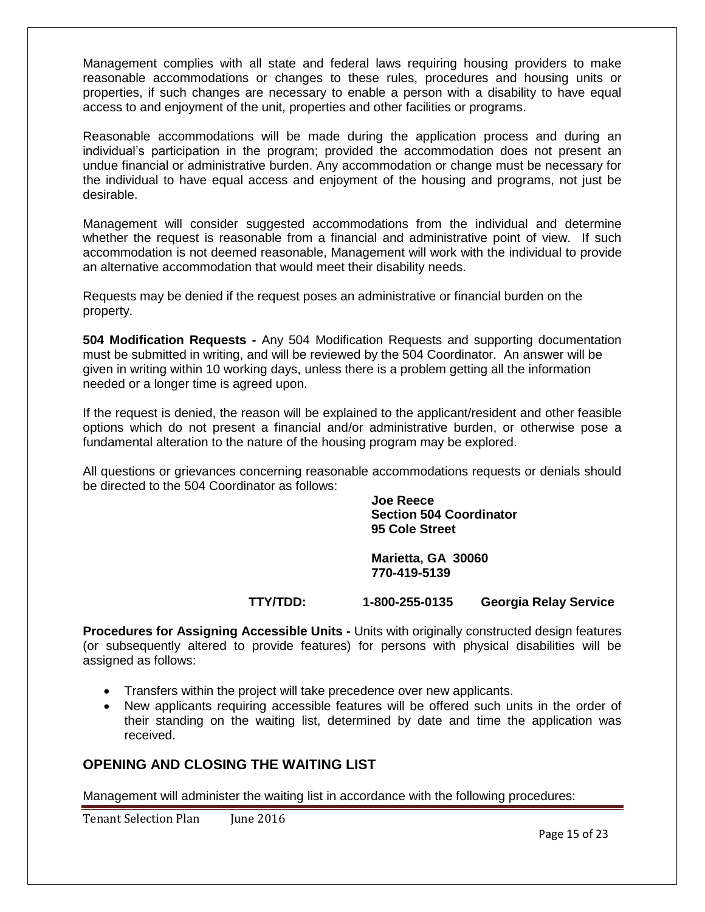Management complies with all state and federal laws requiring housing providers to make reasonable accommodations or changes to these rules, procedures and housing units or properties, if such changes are necessary to enable a person with a disability to have equal access to and enjoyment of the unit, properties and other facilities or programs.

Reasonable accommodations will be made during the application process and during an individual's participation in the program; provided the accommodation does not present an undue financial or administrative burden. Any accommodation or change must be necessary for the individual to have equal access and enjoyment of the housing and programs, not just be desirable.

Management will consider suggested accommodations from the individual and determine whether the request is reasonable from a financial and administrative point of view. If such accommodation is not deemed reasonable, Management will work with the individual to provide an alternative accommodation that would meet their disability needs.

Requests may be denied if the request poses an administrative or financial burden on the property.

**504 Modification Requests -** Any 504 Modification Requests and supporting documentation must be submitted in writing, and will be reviewed by the 504 Coordinator. An answer will be given in writing within 10 working days, unless there is a problem getting all the information needed or a longer time is agreed upon.

If the request is denied, the reason will be explained to the applicant/resident and other feasible options which do not present a financial and/or administrative burden, or otherwise pose a fundamental alteration to the nature of the housing program may be explored.

All questions or grievances concerning reasonable accommodations requests or denials should be directed to the 504 Coordinator as follows:

**Joe Reece**
**Section 504 Coordinator**
**95 Cole Street**

**Marietta, GA 30060**
**770-419-5139**

**TTY/TDD: 1-800-255-0135 Georgia Relay Service**

**Procedures for Assigning Accessible Units -** Units with originally constructed design features (or subsequently altered to provide features) for persons with physical disabilities will be assigned as follows:

- Transfers within the project will take precedence over new applicants.
- New applicants requiring accessible features will be offered such units in the order of their standing on the waiting list, determined by date and time the application was received.

## OPENING AND CLOSING THE WAITING LIST

Management will administer the waiting list in accordance with the following procedures: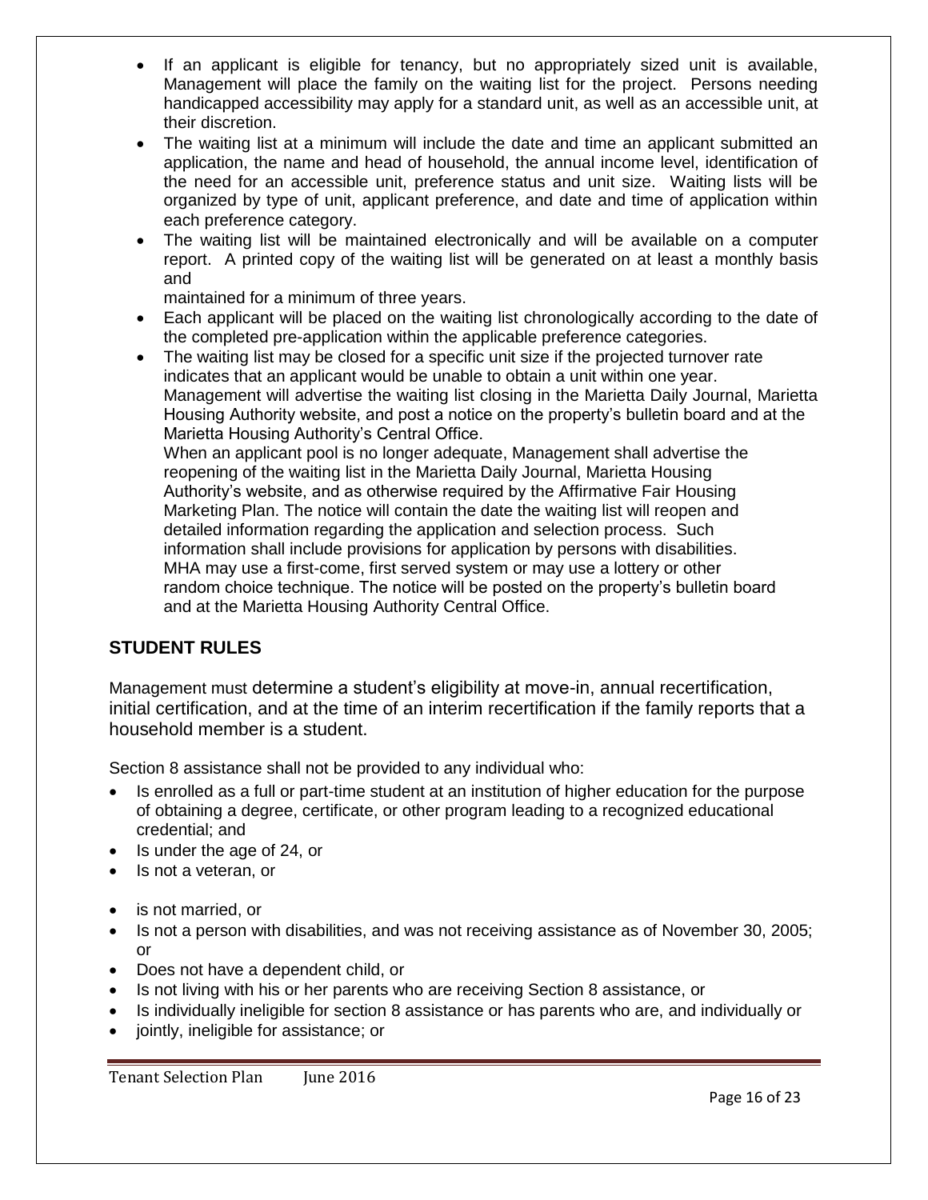- If an applicant is eligible for tenancy, but no appropriately sized unit is available, Management will place the family on the waiting list for the project. Persons needing handicapped accessibility may apply for a standard unit, as well as an accessible unit, at their discretion.
- The waiting list at a minimum will include the date and time an applicant submitted an application, the name and head of household, the annual income level, identification of the need for an accessible unit, preference status and unit size. Waiting lists will be organized by type of unit, applicant preference, and date and time of application within each preference category.
- The waiting list will be maintained electronically and will be available on a computer report. A printed copy of the waiting list will be generated on at least a monthly basis and

  maintained for a minimum of three years.
- Each applicant will be placed on the waiting list chronologically according to the date of the completed pre-application within the applicable preference categories.
- The waiting list may be closed for a specific unit size if the projected turnover rate indicates that an applicant would be unable to obtain a unit within one year. Management will advertise the waiting list closing in the Marietta Daily Journal, Marietta Housing Authority website, and post a notice on the property's bulletin board and at the Marietta Housing Authority's Central Office.

  When an applicant pool is no longer adequate, Management shall advertise the reopening of the waiting list in the Marietta Daily Journal, Marietta Housing Authority's website, and as otherwise required by the Affirmative Fair Housing Marketing Plan. The notice will contain the date the waiting list will reopen and detailed information regarding the application and selection process. Such information shall include provisions for application by persons with disabilities. MHA may use a first-come, first served system or may use a lottery or other random choice technique. The notice will be posted on the property's bulletin board and at the Marietta Housing Authority Central Office.

## STUDENT RULES

Management must determine a student's eligibility at move-in, annual recertification, initial certification, and at the time of an interim recertification if the family reports that a household member is a student.

Section 8 assistance shall not be provided to any individual who:

- Is enrolled as a full or part-time student at an institution of higher education for the purpose of obtaining a degree, certificate, or other program leading to a recognized educational credential; and
- Is under the age of 24, or
- Is not a veteran, or
- is not married, or
- Is not a person with disabilities, and was not receiving assistance as of November 30, 2005; or
- Does not have a dependent child, or
- Is not living with his or her parents who are receiving Section 8 assistance, or
- Is individually ineligible for section 8 assistance or has parents who are, and individually or
- jointly, ineligible for assistance; or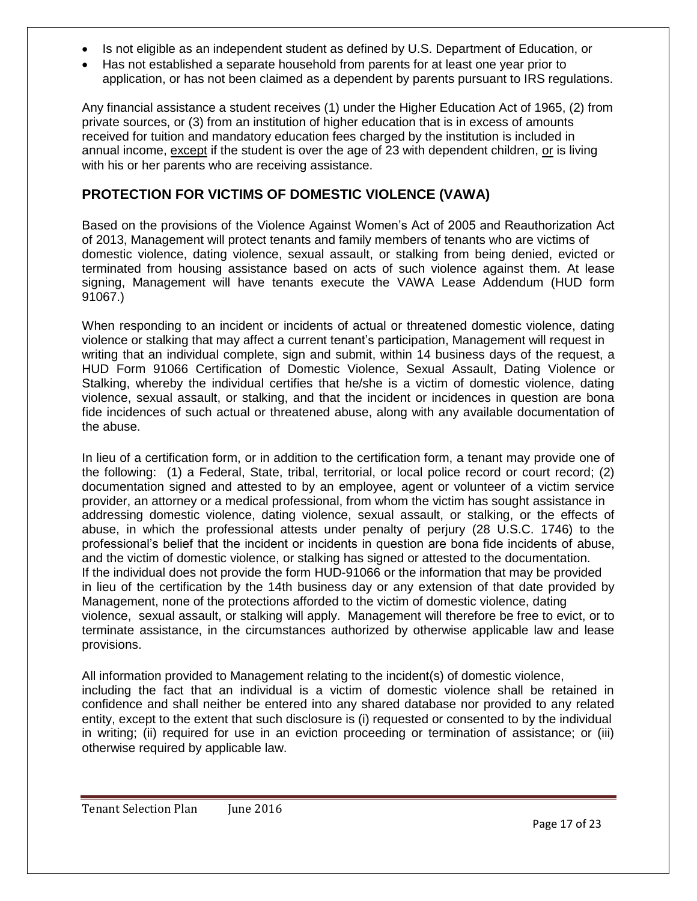- Is not eligible as an independent student as defined by U.S. Department of Education, or
- Has not established a separate household from parents for at least one year prior to application, or has not been claimed as a dependent by parents pursuant to IRS regulations.

Any financial assistance a student receives (1) under the Higher Education Act of 1965, (2) from private sources, or (3) from an institution of higher education that is in excess of amounts received for tuition and mandatory education fees charged by the institution is included in annual income, <u>except</u> if the student is over the age of 23 with dependent children, <u>or</u> is living with his or her parents who are receiving assistance.

## PROTECTION FOR VICTIMS OF DOMESTIC VIOLENCE (VAWA)

Based on the provisions of the Violence Against Women's Act of 2005 and Reauthorization Act of 2013, Management will protect tenants and family members of tenants who are victims of domestic violence, dating violence, sexual assault, or stalking from being denied, evicted or terminated from housing assistance based on acts of such violence against them. At lease signing, Management will have tenants execute the VAWA Lease Addendum (HUD form 91067.)

When responding to an incident or incidents of actual or threatened domestic violence, dating violence or stalking that may affect a current tenant's participation, Management will request in writing that an individual complete, sign and submit, within 14 business days of the request, a HUD Form 91066 Certification of Domestic Violence, Sexual Assault, Dating Violence or Stalking, whereby the individual certifies that he/she is a victim of domestic violence, dating violence, sexual assault, or stalking, and that the incident or incidences in question are bona fide incidences of such actual or threatened abuse, along with any available documentation of the abuse.

In lieu of a certification form, or in addition to the certification form, a tenant may provide one of the following: (1) a Federal, State, tribal, territorial, or local police record or court record; (2) documentation signed and attested to by an employee, agent or volunteer of a victim service provider, an attorney or a medical professional, from whom the victim has sought assistance in addressing domestic violence, dating violence, sexual assault, or stalking, or the effects of abuse, in which the professional attests under penalty of perjury (28 U.S.C. 1746) to the professional's belief that the incident or incidents in question are bona fide incidents of abuse, and the victim of domestic violence, or stalking has signed or attested to the documentation. If the individual does not provide the form HUD-91066 or the information that may be provided in lieu of the certification by the 14th business day or any extension of that date provided by Management, none of the protections afforded to the victim of domestic violence, dating violence, sexual assault, or stalking will apply. Management will therefore be free to evict, or to terminate assistance, in the circumstances authorized by otherwise applicable law and lease provisions.

All information provided to Management relating to the incident(s) of domestic violence, including the fact that an individual is a victim of domestic violence shall be retained in confidence and shall neither be entered into any shared database nor provided to any related entity, except to the extent that such disclosure is (i) requested or consented to by the individual in writing; (ii) required for use in an eviction proceeding or termination of assistance; or (iii) otherwise required by applicable law.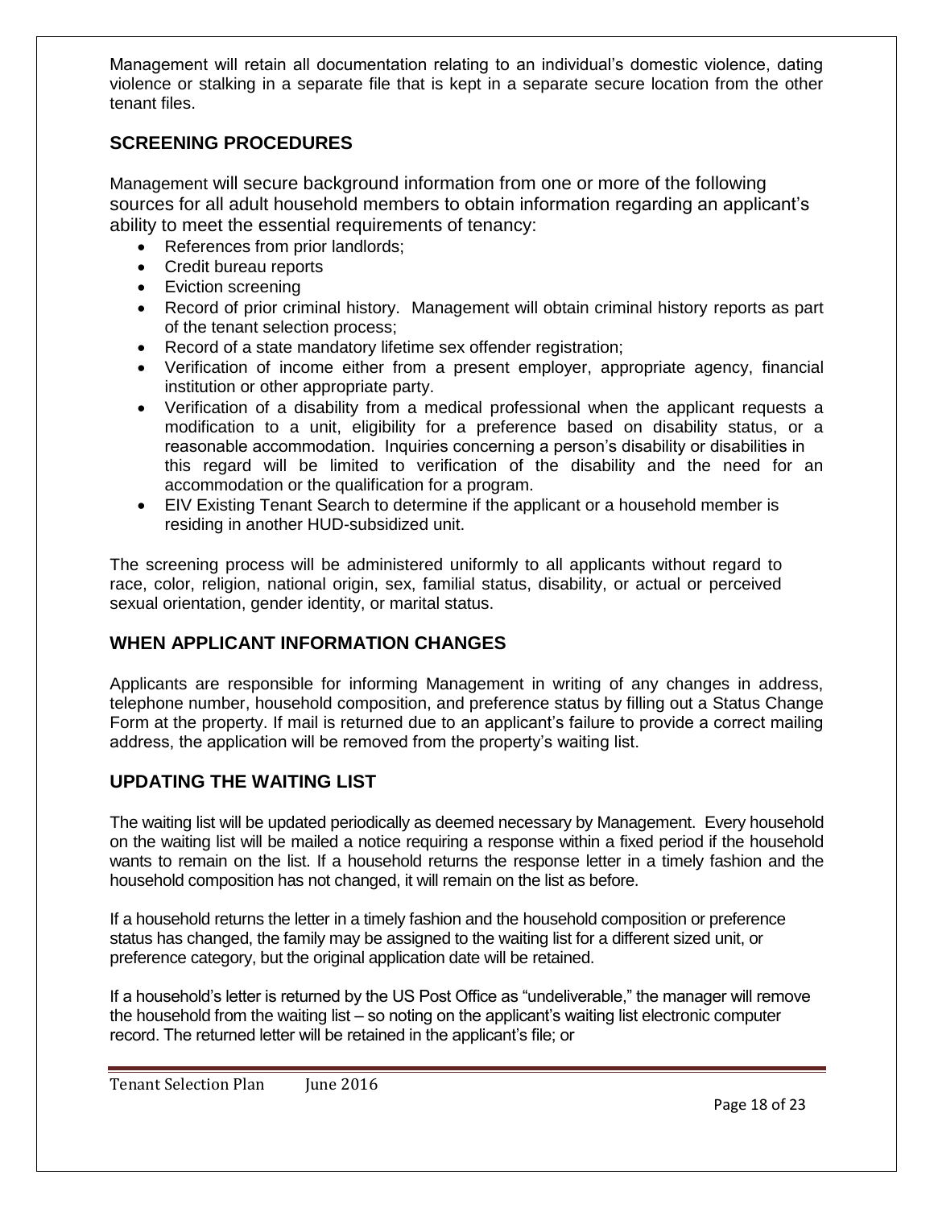Management will retain all documentation relating to an individual's domestic violence, dating violence or stalking in a separate file that is kept in a separate secure location from the other tenant files.

## SCREENING PROCEDURES

Management will secure background information from one or more of the following sources for all adult household members to obtain information regarding an applicant's ability to meet the essential requirements of tenancy:

- References from prior landlords;
- Credit bureau reports
- Eviction screening
- Record of prior criminal history. Management will obtain criminal history reports as part of the tenant selection process;
- Record of a state mandatory lifetime sex offender registration;
- Verification of income either from a present employer, appropriate agency, financial institution or other appropriate party.
- Verification of a disability from a medical professional when the applicant requests a modification to a unit, eligibility for a preference based on disability status, or a reasonable accommodation. Inquiries concerning a person's disability or disabilities in this regard will be limited to verification of the disability and the need for an accommodation or the qualification for a program.
- EIV Existing Tenant Search to determine if the applicant or a household member is residing in another HUD-subsidized unit.

The screening process will be administered uniformly to all applicants without regard to race, color, religion, national origin, sex, familial status, disability, or actual or perceived sexual orientation, gender identity, or marital status.

## WHEN APPLICANT INFORMATION CHANGES

Applicants are responsible for informing Management in writing of any changes in address, telephone number, household composition, and preference status by filling out a Status Change Form at the property. If mail is returned due to an applicant's failure to provide a correct mailing address, the application will be removed from the property's waiting list.

## UPDATING THE WAITING LIST

The waiting list will be updated periodically as deemed necessary by Management. Every household on the waiting list will be mailed a notice requiring a response within a fixed period if the household wants to remain on the list. If a household returns the response letter in a timely fashion and the household composition has not changed, it will remain on the list as before.

If a household returns the letter in a timely fashion and the household composition or preference status has changed, the family may be assigned to the waiting list for a different sized unit, or preference category, but the original application date will be retained.

If a household's letter is returned by the US Post Office as "undeliverable," the manager will remove the household from the waiting list – so noting on the applicant's waiting list electronic computer record. The returned letter will be retained in the applicant's file; or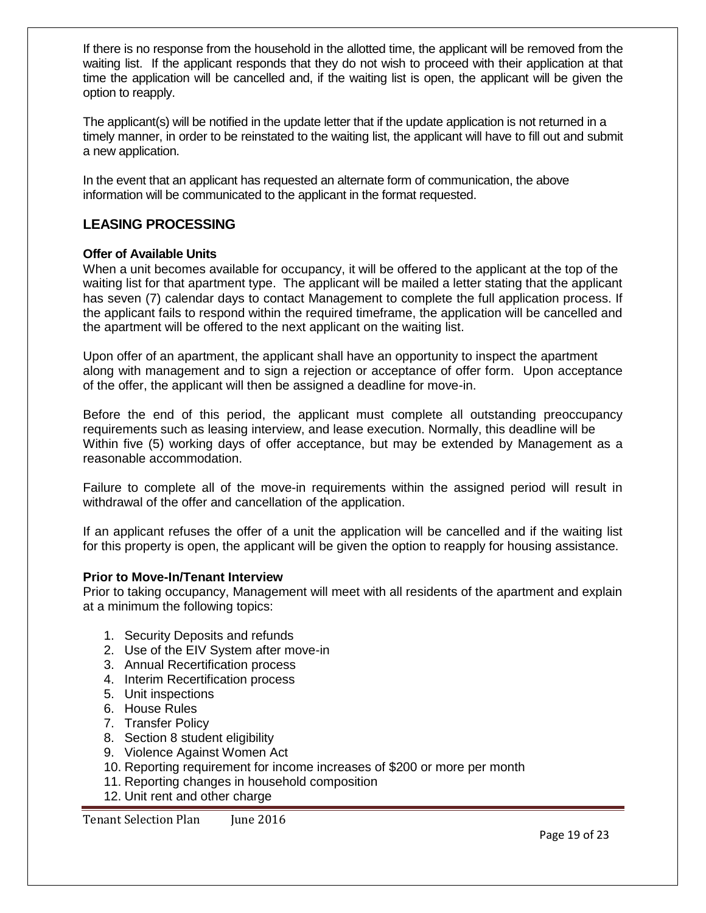If there is no response from the household in the allotted time, the applicant will be removed from the waiting list. If the applicant responds that they do not wish to proceed with their application at that time the application will be cancelled and, if the waiting list is open, the applicant will be given the option to reapply.

The applicant(s) will be notified in the update letter that if the update application is not returned in a timely manner, in order to be reinstated to the waiting list, the applicant will have to fill out and submit a new application.

In the event that an applicant has requested an alternate form of communication, the above information will be communicated to the applicant in the format requested.

## LEASING PROCESSING

### Offer of Available Units

When a unit becomes available for occupancy, it will be offered to the applicant at the top of the waiting list for that apartment type. The applicant will be mailed a letter stating that the applicant has seven (7) calendar days to contact Management to complete the full application process. If the applicant fails to respond within the required timeframe, the application will be cancelled and the apartment will be offered to the next applicant on the waiting list.

Upon offer of an apartment, the applicant shall have an opportunity to inspect the apartment along with management and to sign a rejection or acceptance of offer form. Upon acceptance of the offer, the applicant will then be assigned a deadline for move-in.

Before the end of this period, the applicant must complete all outstanding preoccupancy requirements such as leasing interview, and lease execution. Normally, this deadline will be Within five (5) working days of offer acceptance, but may be extended by Management as a reasonable accommodation.

Failure to complete all of the move-in requirements within the assigned period will result in withdrawal of the offer and cancellation of the application.

If an applicant refuses the offer of a unit the application will be cancelled and if the waiting list for this property is open, the applicant will be given the option to reapply for housing assistance.

### Prior to Move-In/Tenant Interview

Prior to taking occupancy, Management will meet with all residents of the apartment and explain at a minimum the following topics:

1. Security Deposits and refunds
2. Use of the EIV System after move-in
3. Annual Recertification process
4. Interim Recertification process
5. Unit inspections
6. House Rules
7. Transfer Policy
8. Section 8 student eligibility
9. Violence Against Women Act
10. Reporting requirement for income increases of $200 or more per month
11. Reporting changes in household composition
12. Unit rent and other charge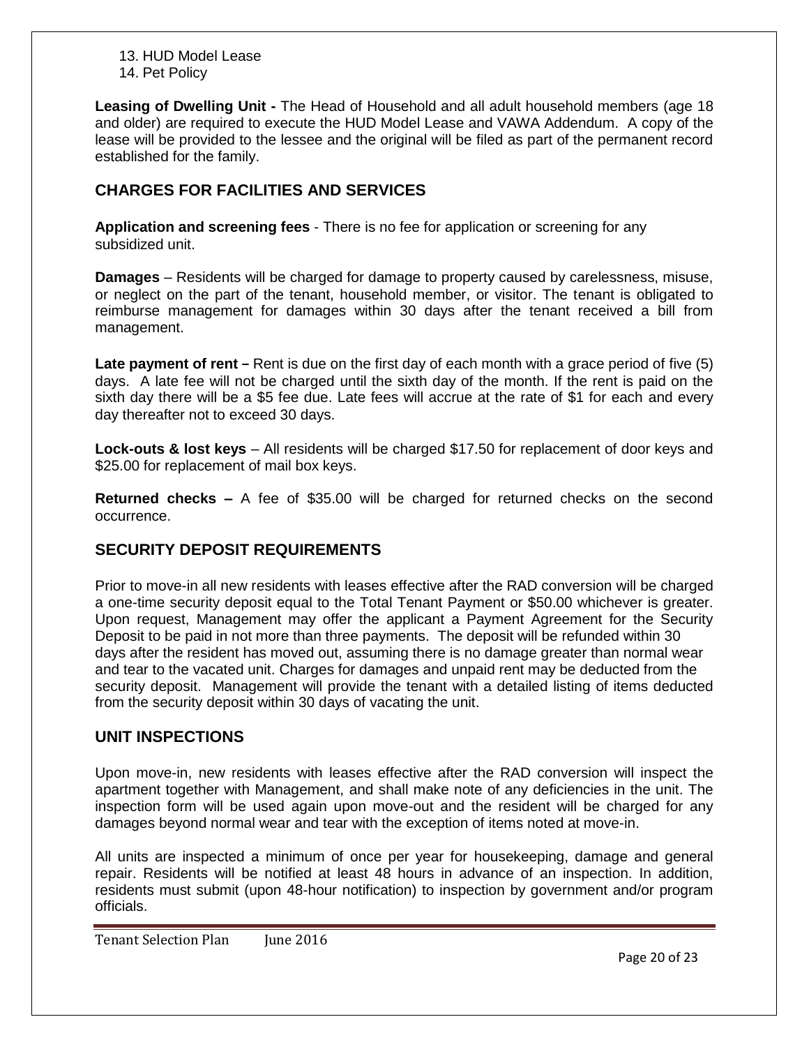13. HUD Model Lease
14. Pet Policy

**Leasing of Dwelling Unit -** The Head of Household and all adult household members (age 18 and older) are required to execute the HUD Model Lease and VAWA Addendum. A copy of the lease will be provided to the lessee and the original will be filed as part of the permanent record established for the family.

## CHARGES FOR FACILITIES AND SERVICES

**Application and screening fees** - There is no fee for application or screening for any subsidized unit.

**Damages** – Residents will be charged for damage to property caused by carelessness, misuse, or neglect on the part of the tenant, household member, or visitor. The tenant is obligated to reimburse management for damages within 30 days after the tenant received a bill from management.

**Late payment of rent –** Rent is due on the first day of each month with a grace period of five (5) days. A late fee will not be charged until the sixth day of the month. If the rent is paid on the sixth day there will be a $5 fee due. Late fees will accrue at the rate of $1 for each and every day thereafter not to exceed 30 days.

**Lock-outs & lost keys** – All residents will be charged $17.50 for replacement of door keys and $25.00 for replacement of mail box keys.

**Returned checks –** A fee of $35.00 will be charged for returned checks on the second occurrence.

## SECURITY DEPOSIT REQUIREMENTS

Prior to move-in all new residents with leases effective after the RAD conversion will be charged a one-time security deposit equal to the Total Tenant Payment or $50.00 whichever is greater. Upon request, Management may offer the applicant a Payment Agreement for the Security Deposit to be paid in not more than three payments. The deposit will be refunded within 30 days after the resident has moved out, assuming there is no damage greater than normal wear and tear to the vacated unit. Charges for damages and unpaid rent may be deducted from the security deposit. Management will provide the tenant with a detailed listing of items deducted from the security deposit within 30 days of vacating the unit.

## UNIT INSPECTIONS

Upon move-in, new residents with leases effective after the RAD conversion will inspect the apartment together with Management, and shall make note of any deficiencies in the unit. The inspection form will be used again upon move-out and the resident will be charged for any damages beyond normal wear and tear with the exception of items noted at move-in.

All units are inspected a minimum of once per year for housekeeping, damage and general repair. Residents will be notified at least 48 hours in advance of an inspection. In addition, residents must submit (upon 48-hour notification) to inspection by government and/or program officials.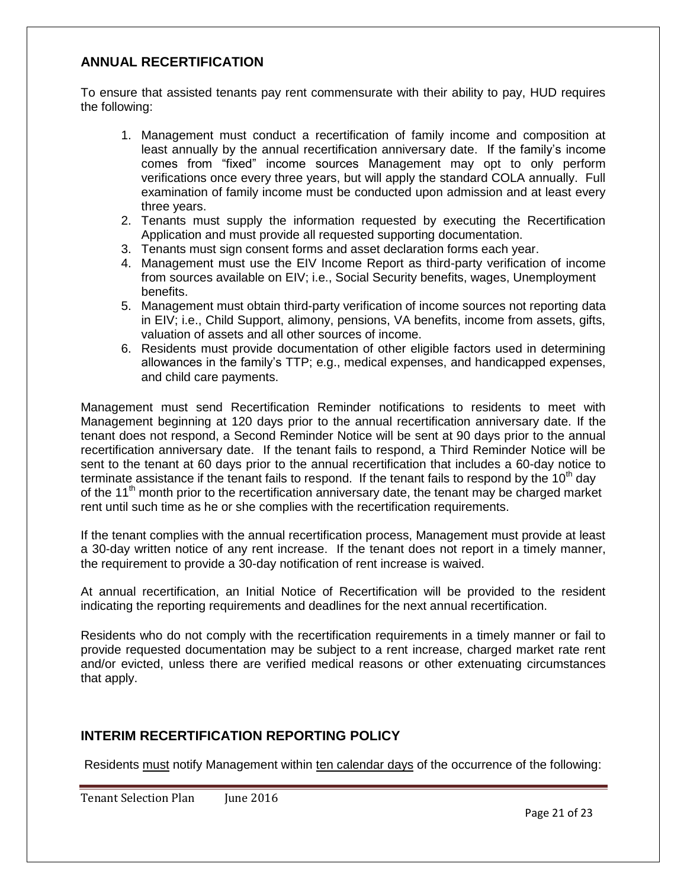## ANNUAL RECERTIFICATION

To ensure that assisted tenants pay rent commensurate with their ability to pay, HUD requires the following:

1. Management must conduct a recertification of family income and composition at least annually by the annual recertification anniversary date. If the family's income comes from "fixed" income sources Management may opt to only perform verifications once every three years, but will apply the standard COLA annually. Full examination of family income must be conducted upon admission and at least every three years.
2. Tenants must supply the information requested by executing the Recertification Application and must provide all requested supporting documentation.
3. Tenants must sign consent forms and asset declaration forms each year.
4. Management must use the EIV Income Report as third-party verification of income from sources available on EIV; i.e., Social Security benefits, wages, Unemployment benefits.
5. Management must obtain third-party verification of income sources not reporting data in EIV; i.e., Child Support, alimony, pensions, VA benefits, income from assets, gifts, valuation of assets and all other sources of income.
6. Residents must provide documentation of other eligible factors used in determining allowances in the family's TTP; e.g., medical expenses, and handicapped expenses, and child care payments.

Management must send Recertification Reminder notifications to residents to meet with Management beginning at 120 days prior to the annual recertification anniversary date. If the tenant does not respond, a Second Reminder Notice will be sent at 90 days prior to the annual recertification anniversary date. If the tenant fails to respond, a Third Reminder Notice will be sent to the tenant at 60 days prior to the annual recertification that includes a 60-day notice to terminate assistance if the tenant fails to respond. If the tenant fails to respond by the 10th day of the 11th month prior to the recertification anniversary date, the tenant may be charged market rent until such time as he or she complies with the recertification requirements.

If the tenant complies with the annual recertification process, Management must provide at least a 30-day written notice of any rent increase. If the tenant does not report in a timely manner, the requirement to provide a 30-day notification of rent increase is waived.

At annual recertification, an Initial Notice of Recertification will be provided to the resident indicating the reporting requirements and deadlines for the next annual recertification.

Residents who do not comply with the recertification requirements in a timely manner or fail to provide requested documentation may be subject to a rent increase, charged market rate rent and/or evicted, unless there are verified medical reasons or other extenuating circumstances that apply.

## INTERIM RECERTIFICATION REPORTING POLICY

Residents must notify Management within ten calendar days of the occurrence of the following: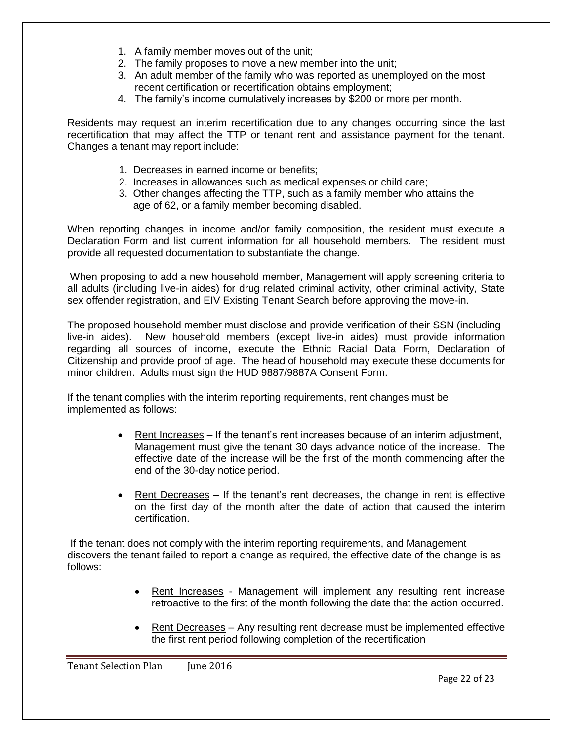1. A family member moves out of the unit;
2. The family proposes to move a new member into the unit;
3. An adult member of the family who was reported as unemployed on the most recent certification or recertification obtains employment;
4. The family's income cumulatively increases by $200 or more per month.

Residents may request an interim recertification due to any changes occurring since the last recertification that may affect the TTP or tenant rent and assistance payment for the tenant. Changes a tenant may report include:

1. Decreases in earned income or benefits;
2. Increases in allowances such as medical expenses or child care;
3. Other changes affecting the TTP, such as a family member who attains the age of 62, or a family member becoming disabled.

When reporting changes in income and/or family composition, the resident must execute a Declaration Form and list current information for all household members. The resident must provide all requested documentation to substantiate the change.

When proposing to add a new household member, Management will apply screening criteria to all adults (including live-in aides) for drug related criminal activity, other criminal activity, State sex offender registration, and EIV Existing Tenant Search before approving the move-in.

The proposed household member must disclose and provide verification of their SSN (including live-in aides). New household members (except live-in aides) must provide information regarding all sources of income, execute the Ethnic Racial Data Form, Declaration of Citizenship and provide proof of age. The head of household may execute these documents for minor children. Adults must sign the HUD 9887/9887A Consent Form.

If the tenant complies with the interim reporting requirements, rent changes must be implemented as follows:

- Rent Increases – If the tenant's rent increases because of an interim adjustment, Management must give the tenant 30 days advance notice of the increase. The effective date of the increase will be the first of the month commencing after the end of the 30-day notice period.
- Rent Decreases – If the tenant's rent decreases, the change in rent is effective on the first day of the month after the date of action that caused the interim certification.

If the tenant does not comply with the interim reporting requirements, and Management discovers the tenant failed to report a change as required, the effective date of the change is as follows:

- Rent Increases - Management will implement any resulting rent increase retroactive to the first of the month following the date that the action occurred.
- Rent Decreases – Any resulting rent decrease must be implemented effective the first rent period following completion of the recertification